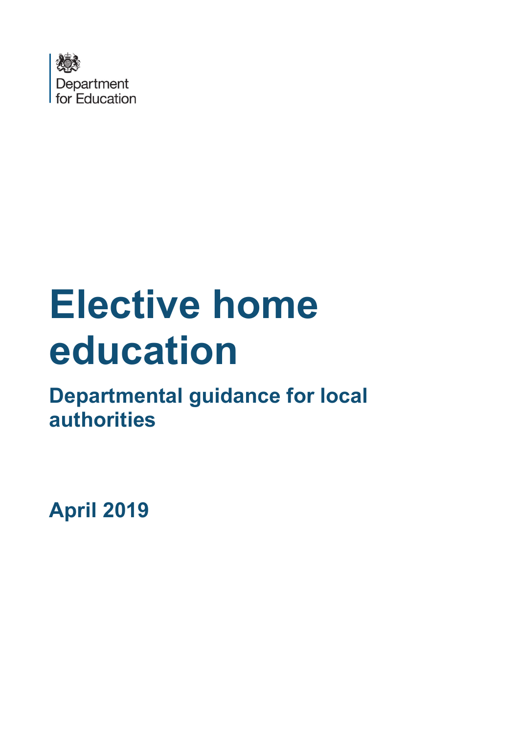Department for Education

# Elective home education

## Departmental guidance for local authorities

**April 2019**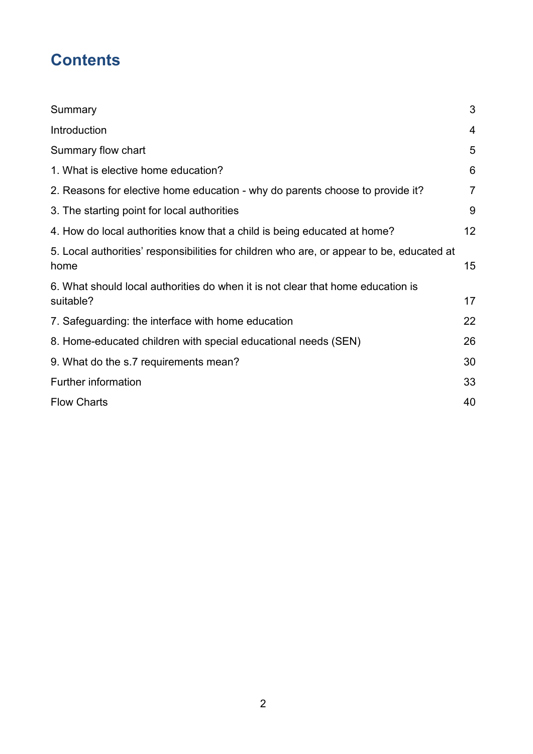# Contents

| | |
|---|---|
| Summary | 3 |
| Introduction | 4 |
| Summary flow chart | 5 |
| 1. What is elective home education? | 6 |
| 2. Reasons for elective home education - why do parents choose to provide it? | 7 |
| 3. The starting point for local authorities | 9 |
| 4. How do local authorities know that a child is being educated at home? | 12 |
| 5. Local authorities' responsibilities for children who are, or appear to be, educated at home | 15 |
| 6. What should local authorities do when it is not clear that home education is suitable? | 17 |
| 7. Safeguarding: the interface with home education | 22 |
| 8. Home-educated children with special educational needs (SEN) | 26 |
| 9. What do the s.7 requirements mean? | 30 |
| Further information | 33 |
| Flow Charts | 40 |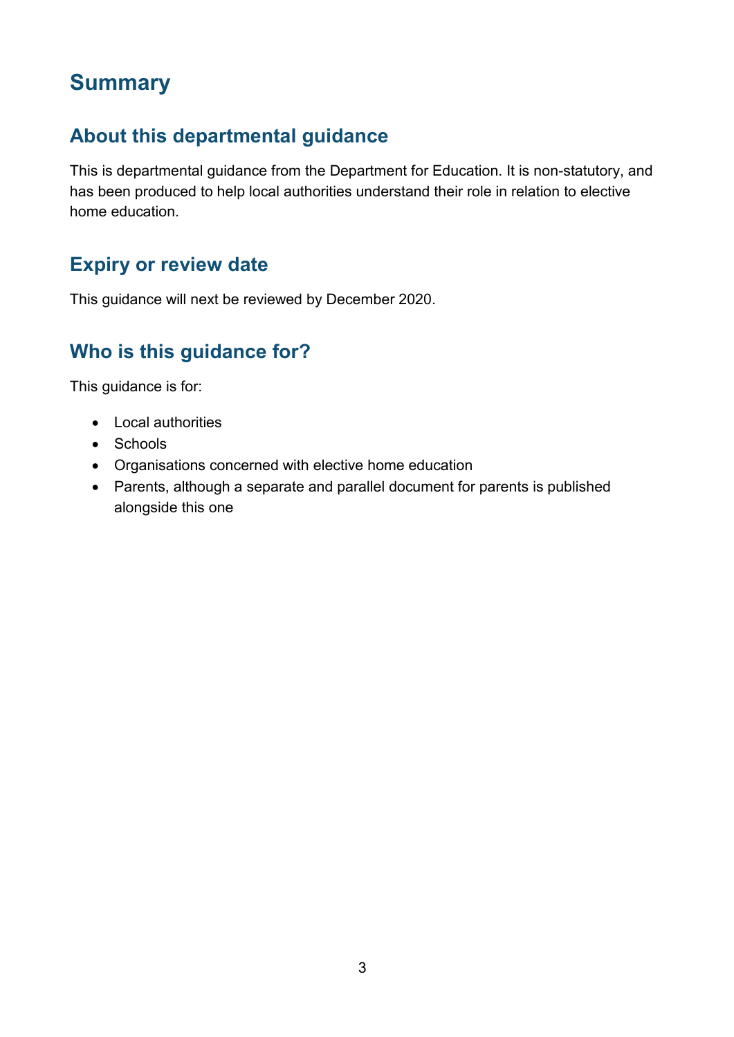# Summary

## About this departmental guidance

This is departmental guidance from the Department for Education. It is non-statutory, and has been produced to help local authorities understand their role in relation to elective home education.

## Expiry or review date

This guidance will next be reviewed by December 2020.

## Who is this guidance for?

This guidance is for:

- Local authorities
- Schools
- Organisations concerned with elective home education
- Parents, although a separate and parallel document for parents is published alongside this one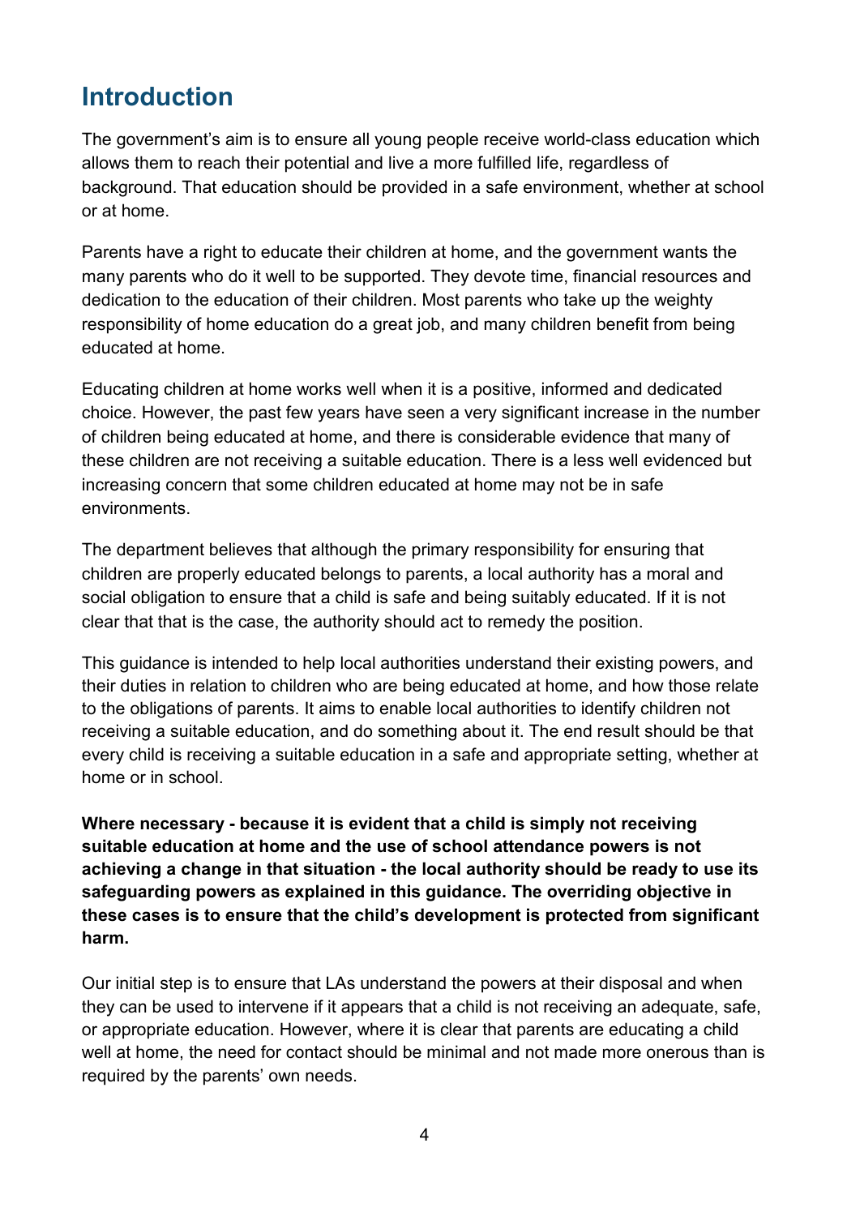## Introduction

The government's aim is to ensure all young people receive world-class education which allows them to reach their potential and live a more fulfilled life, regardless of background. That education should be provided in a safe environment, whether at school or at home.

Parents have a right to educate their children at home, and the government wants the many parents who do it well to be supported. They devote time, financial resources and dedication to the education of their children. Most parents who take up the weighty responsibility of home education do a great job, and many children benefit from being educated at home.

Educating children at home works well when it is a positive, informed and dedicated choice. However, the past few years have seen a very significant increase in the number of children being educated at home, and there is considerable evidence that many of these children are not receiving a suitable education. There is a less well evidenced but increasing concern that some children educated at home may not be in safe environments.

The department believes that although the primary responsibility for ensuring that children are properly educated belongs to parents, a local authority has a moral and social obligation to ensure that a child is safe and being suitably educated. If it is not clear that that is the case, the authority should act to remedy the position.

This guidance is intended to help local authorities understand their existing powers, and their duties in relation to children who are being educated at home, and how those relate to the obligations of parents. It aims to enable local authorities to identify children not receiving a suitable education, and do something about it. The end result should be that every child is receiving a suitable education in a safe and appropriate setting, whether at home or in school.

**Where necessary - because it is evident that a child is simply not receiving suitable education at home and the use of school attendance powers is not achieving a change in that situation - the local authority should be ready to use its safeguarding powers as explained in this guidance. The overriding objective in these cases is to ensure that the child's development is protected from significant harm.**

Our initial step is to ensure that LAs understand the powers at their disposal and when they can be used to intervene if it appears that a child is not receiving an adequate, safe, or appropriate education. However, where it is clear that parents are educating a child well at home, the need for contact should be minimal and not made more onerous than is required by the parents' own needs.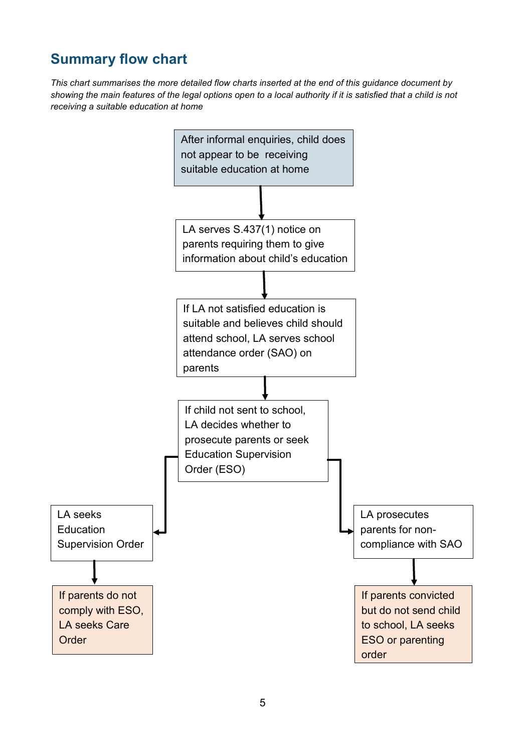## Summary flow chart

*This chart summarises the more detailed flow charts inserted at the end of this guidance document by showing the main features of the legal options open to a local authority if it is satisfied that a child is not receiving a suitable education at home*

After informal enquiries, child does not appear to be receiving suitable education at home

↓

LA serves S.437(1) notice on parents requiring them to give information about child's education

↓

If LA not satisfied education is suitable and believes child should attend school, LA serves school attendance order (SAO) on parents

↓

If child not sent to school, LA decides whether to prosecute parents or seek Education Supervision Order (ESO)

← LA seeks Education Supervision Order

↓

If parents do not comply with ESO, LA seeks Care Order

→ LA prosecutes parents for non-compliance with SAO

↓

If parents convicted but do not send child to school, LA seeks ESO or parenting order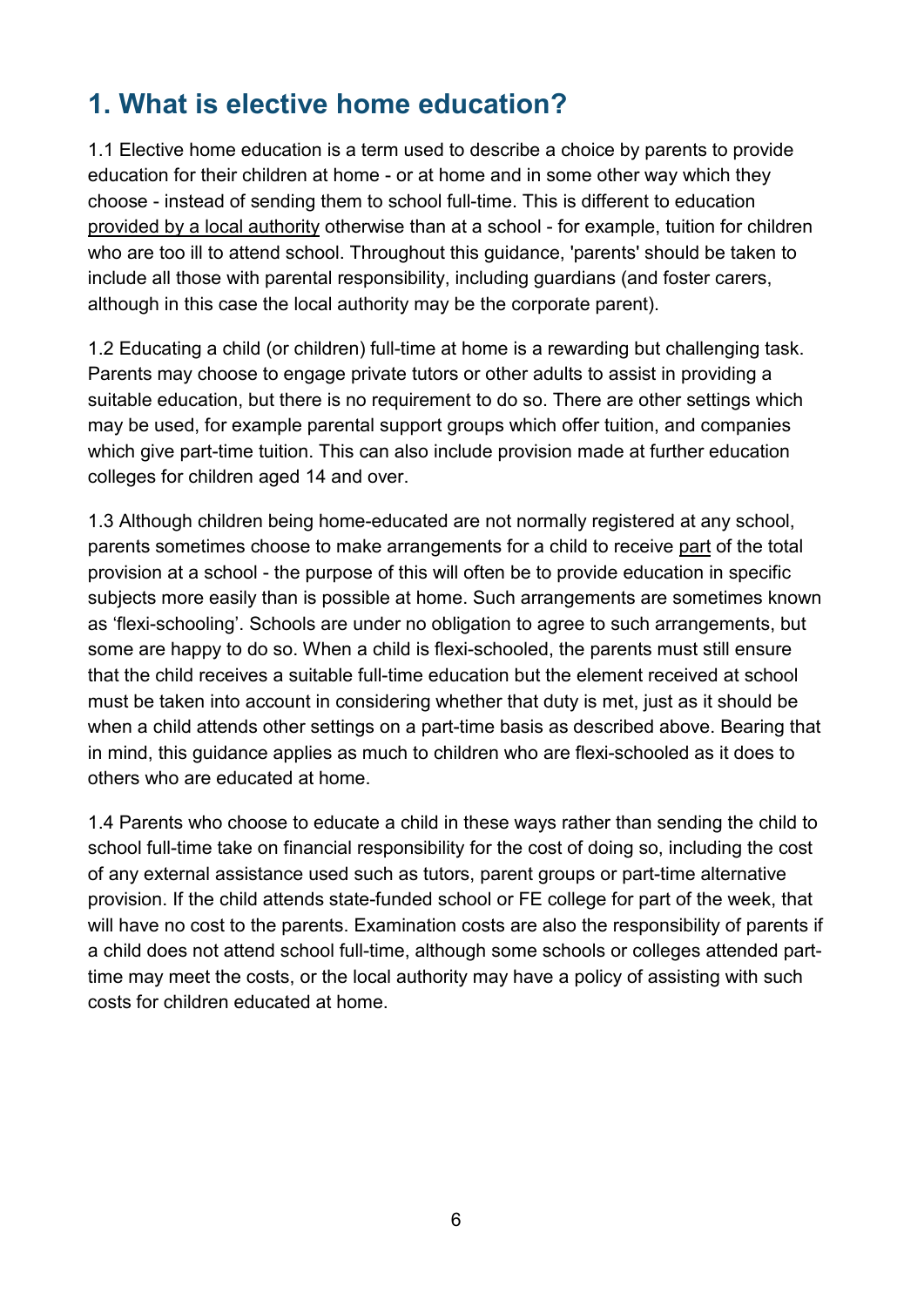## 1. What is elective home education?

1.1 Elective home education is a term used to describe a choice by parents to provide education for their children at home - or at home and in some other way which they choose - instead of sending them to school full-time. This is different to education provided by a local authority otherwise than at a school - for example, tuition for children who are too ill to attend school. Throughout this guidance, 'parents' should be taken to include all those with parental responsibility, including guardians (and foster carers, although in this case the local authority may be the corporate parent).

1.2 Educating a child (or children) full-time at home is a rewarding but challenging task. Parents may choose to engage private tutors or other adults to assist in providing a suitable education, but there is no requirement to do so. There are other settings which may be used, for example parental support groups which offer tuition, and companies which give part-time tuition. This can also include provision made at further education colleges for children aged 14 and over.

1.3 Although children being home-educated are not normally registered at any school, parents sometimes choose to make arrangements for a child to receive part of the total provision at a school - the purpose of this will often be to provide education in specific subjects more easily than is possible at home. Such arrangements are sometimes known as 'flexi-schooling'. Schools are under no obligation to agree to such arrangements, but some are happy to do so. When a child is flexi-schooled, the parents must still ensure that the child receives a suitable full-time education but the element received at school must be taken into account in considering whether that duty is met, just as it should be when a child attends other settings on a part-time basis as described above. Bearing that in mind, this guidance applies as much to children who are flexi-schooled as it does to others who are educated at home.

1.4 Parents who choose to educate a child in these ways rather than sending the child to school full-time take on financial responsibility for the cost of doing so, including the cost of any external assistance used such as tutors, parent groups or part-time alternative provision. If the child attends state-funded school or FE college for part of the week, that will have no cost to the parents. Examination costs are also the responsibility of parents if a child does not attend school full-time, although some schools or colleges attended part-time may meet the costs, or the local authority may have a policy of assisting with such costs for children educated at home.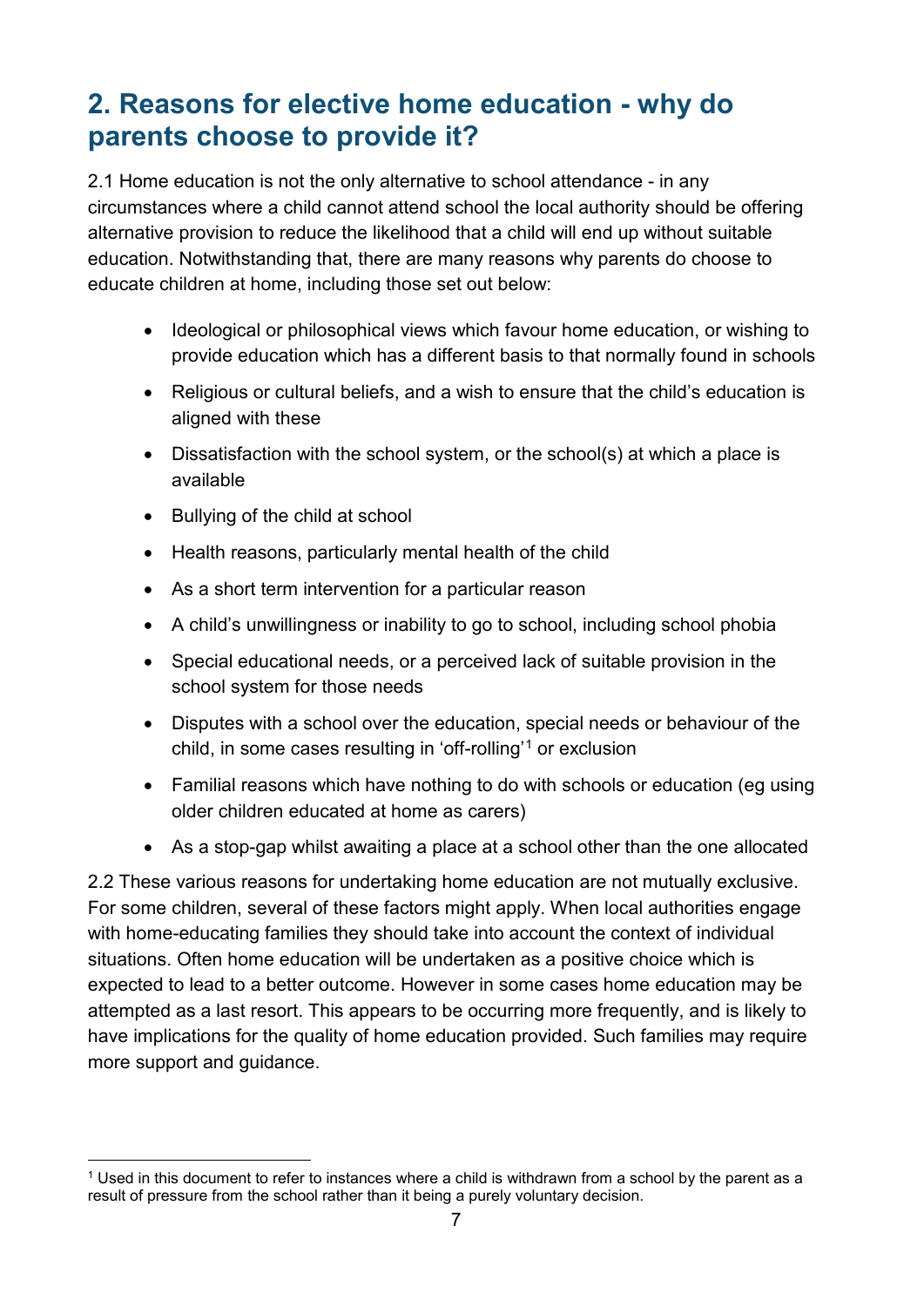## 2. Reasons for elective home education - why do parents choose to provide it?

2.1 Home education is not the only alternative to school attendance - in any circumstances where a child cannot attend school the local authority should be offering alternative provision to reduce the likelihood that a child will end up without suitable education. Notwithstanding that, there are many reasons why parents do choose to educate children at home, including those set out below:

- Ideological or philosophical views which favour home education, or wishing to provide education which has a different basis to that normally found in schools
- Religious or cultural beliefs, and a wish to ensure that the child's education is aligned with these
- Dissatisfaction with the school system, or the school(s) at which a place is available
- Bullying of the child at school
- Health reasons, particularly mental health of the child
- As a short term intervention for a particular reason
- A child's unwillingness or inability to go to school, including school phobia
- Special educational needs, or a perceived lack of suitable provision in the school system for those needs
- Disputes with a school over the education, special needs or behaviour of the child, in some cases resulting in 'off-rolling'[1] or exclusion
- Familial reasons which have nothing to do with schools or education (eg using older children educated at home as carers)
- As a stop-gap whilst awaiting a place at a school other than the one allocated

2.2 These various reasons for undertaking home education are not mutually exclusive. For some children, several of these factors might apply. When local authorities engage with home-educating families they should take into account the context of individual situations. Often home education will be undertaken as a positive choice which is expected to lead to a better outcome. However in some cases home education may be attempted as a last resort. This appears to be occurring more frequently, and is likely to have implications for the quality of home education provided. Such families may require more support and guidance.

[1] Used in this document to refer to instances where a child is withdrawn from a school by the parent as a result of pressure from the school rather than it being a purely voluntary decision.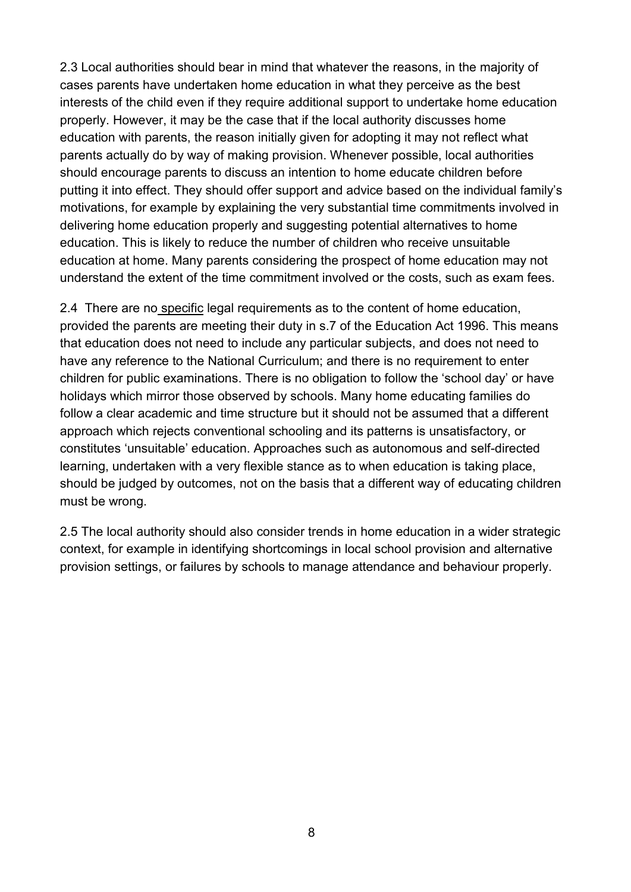2.3 Local authorities should bear in mind that whatever the reasons, in the majority of cases parents have undertaken home education in what they perceive as the best interests of the child even if they require additional support to undertake home education properly. However, it may be the case that if the local authority discusses home education with parents, the reason initially given for adopting it may not reflect what parents actually do by way of making provision. Whenever possible, local authorities should encourage parents to discuss an intention to home educate children before putting it into effect. They should offer support and advice based on the individual family's motivations, for example by explaining the very substantial time commitments involved in delivering home education properly and suggesting potential alternatives to home education. This is likely to reduce the number of children who receive unsuitable education at home. Many parents considering the prospect of home education may not understand the extent of the time commitment involved or the costs, such as exam fees.

2.4 There are no specific legal requirements as to the content of home education, provided the parents are meeting their duty in s.7 of the Education Act 1996. This means that education does not need to include any particular subjects, and does not need to have any reference to the National Curriculum; and there is no requirement to enter children for public examinations. There is no obligation to follow the 'school day' or have holidays which mirror those observed by schools. Many home educating families do follow a clear academic and time structure but it should not be assumed that a different approach which rejects conventional schooling and its patterns is unsatisfactory, or constitutes 'unsuitable' education. Approaches such as autonomous and self-directed learning, undertaken with a very flexible stance as to when education is taking place, should be judged by outcomes, not on the basis that a different way of educating children must be wrong.

2.5 The local authority should also consider trends in home education in a wider strategic context, for example in identifying shortcomings in local school provision and alternative provision settings, or failures by schools to manage attendance and behaviour properly.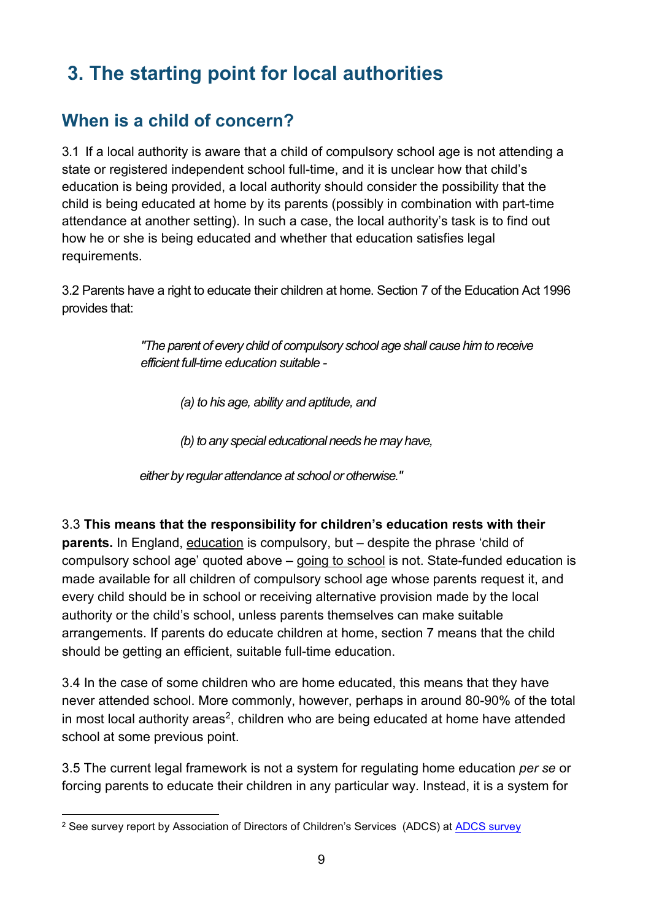# 3. The starting point for local authorities

## When is a child of concern?

3.1 If a local authority is aware that a child of compulsory school age is not attending a state or registered independent school full-time, and it is unclear how that child's education is being provided, a local authority should consider the possibility that the child is being educated at home by its parents (possibly in combination with part-time attendance at another setting). In such a case, the local authority's task is to find out how he or she is being educated and whether that education satisfies legal requirements.

3.2 Parents have a right to educate their children at home. Section 7 of the Education Act 1996 provides that:

> *"The parent of every child of compulsory school age shall cause him to receive efficient full-time education suitable -*
>
> *(a) to his age, ability and aptitude, and*
>
> *(b) to any special educational needs he may have,*
>
> *either by regular attendance at school or otherwise."*

3.3 **This means that the responsibility for children's education rests with their parents.** In England, education is compulsory, but – despite the phrase 'child of compulsory school age' quoted above – going to school is not. State-funded education is made available for all children of compulsory school age whose parents request it, and every child should be in school or receiving alternative provision made by the local authority or the child's school, unless parents themselves can make suitable arrangements. If parents do educate children at home, section 7 means that the child should be getting an efficient, suitable full-time education.

3.4 In the case of some children who are home educated, this means that they have never attended school. More commonly, however, perhaps in around 80-90% of the total in most local authority areas[2], children who are being educated at home have attended school at some previous point.

3.5 The current legal framework is not a system for regulating home education *per se* or forcing parents to educate their children in any particular way. Instead, it is a system for

[2] See survey report by Association of Directors of Children's Services (ADCS) at ADCS survey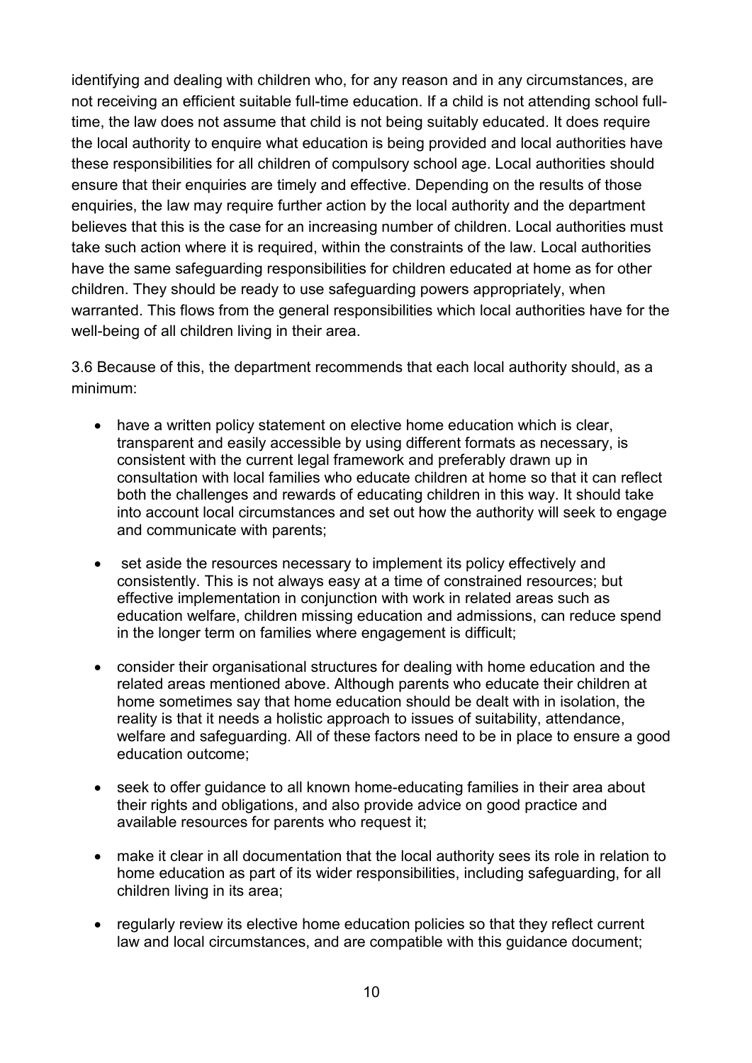identifying and dealing with children who, for any reason and in any circumstances, are not receiving an efficient suitable full-time education. If a child is not attending school full-time, the law does not assume that child is not being suitably educated. It does require the local authority to enquire what education is being provided and local authorities have these responsibilities for all children of compulsory school age. Local authorities should ensure that their enquiries are timely and effective. Depending on the results of those enquiries, the law may require further action by the local authority and the department believes that this is the case for an increasing number of children. Local authorities must take such action where it is required, within the constraints of the law. Local authorities have the same safeguarding responsibilities for children educated at home as for other children. They should be ready to use safeguarding powers appropriately, when warranted. This flows from the general responsibilities which local authorities have for the well-being of all children living in their area.

3.6 Because of this, the department recommends that each local authority should, as a minimum:

- have a written policy statement on elective home education which is clear, transparent and easily accessible by using different formats as necessary, is consistent with the current legal framework and preferably drawn up in consultation with local families who educate children at home so that it can reflect both the challenges and rewards of educating children in this way. It should take into account local circumstances and set out how the authority will seek to engage and communicate with parents;
- set aside the resources necessary to implement its policy effectively and consistently. This is not always easy at a time of constrained resources; but effective implementation in conjunction with work in related areas such as education welfare, children missing education and admissions, can reduce spend in the longer term on families where engagement is difficult;
- consider their organisational structures for dealing with home education and the related areas mentioned above. Although parents who educate their children at home sometimes say that home education should be dealt with in isolation, the reality is that it needs a holistic approach to issues of suitability, attendance, welfare and safeguarding. All of these factors need to be in place to ensure a good education outcome;
- seek to offer guidance to all known home-educating families in their area about their rights and obligations, and also provide advice on good practice and available resources for parents who request it;
- make it clear in all documentation that the local authority sees its role in relation to home education as part of its wider responsibilities, including safeguarding, for all children living in its area;
- regularly review its elective home education policies so that they reflect current law and local circumstances, and are compatible with this guidance document;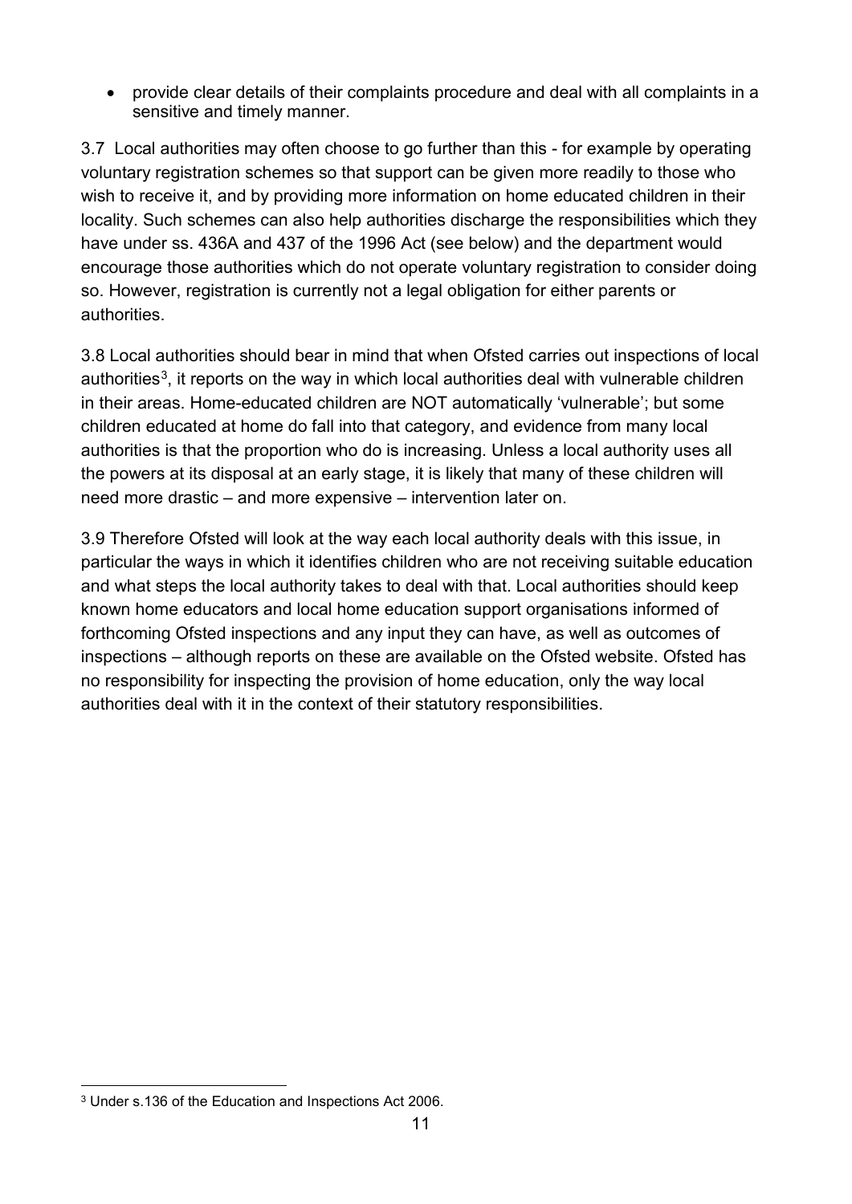- provide clear details of their complaints procedure and deal with all complaints in a sensitive and timely manner.

3.7 Local authorities may often choose to go further than this - for example by operating voluntary registration schemes so that support can be given more readily to those who wish to receive it, and by providing more information on home educated children in their locality. Such schemes can also help authorities discharge the responsibilities which they have under ss. 436A and 437 of the 1996 Act (see below) and the department would encourage those authorities which do not operate voluntary registration to consider doing so. However, registration is currently not a legal obligation for either parents or authorities.

3.8 Local authorities should bear in mind that when Ofsted carries out inspections of local authorities[3], it reports on the way in which local authorities deal with vulnerable children in their areas. Home-educated children are NOT automatically 'vulnerable'; but some children educated at home do fall into that category, and evidence from many local authorities is that the proportion who do is increasing. Unless a local authority uses all the powers at its disposal at an early stage, it is likely that many of these children will need more drastic – and more expensive – intervention later on.

3.9 Therefore Ofsted will look at the way each local authority deals with this issue, in particular the ways in which it identifies children who are not receiving suitable education and what steps the local authority takes to deal with that. Local authorities should keep known home educators and local home education support organisations informed of forthcoming Ofsted inspections and any input they can have, as well as outcomes of inspections – although reports on these are available on the Ofsted website. Ofsted has no responsibility for inspecting the provision of home education, only the way local authorities deal with it in the context of their statutory responsibilities.

[3] Under s.136 of the Education and Inspections Act 2006.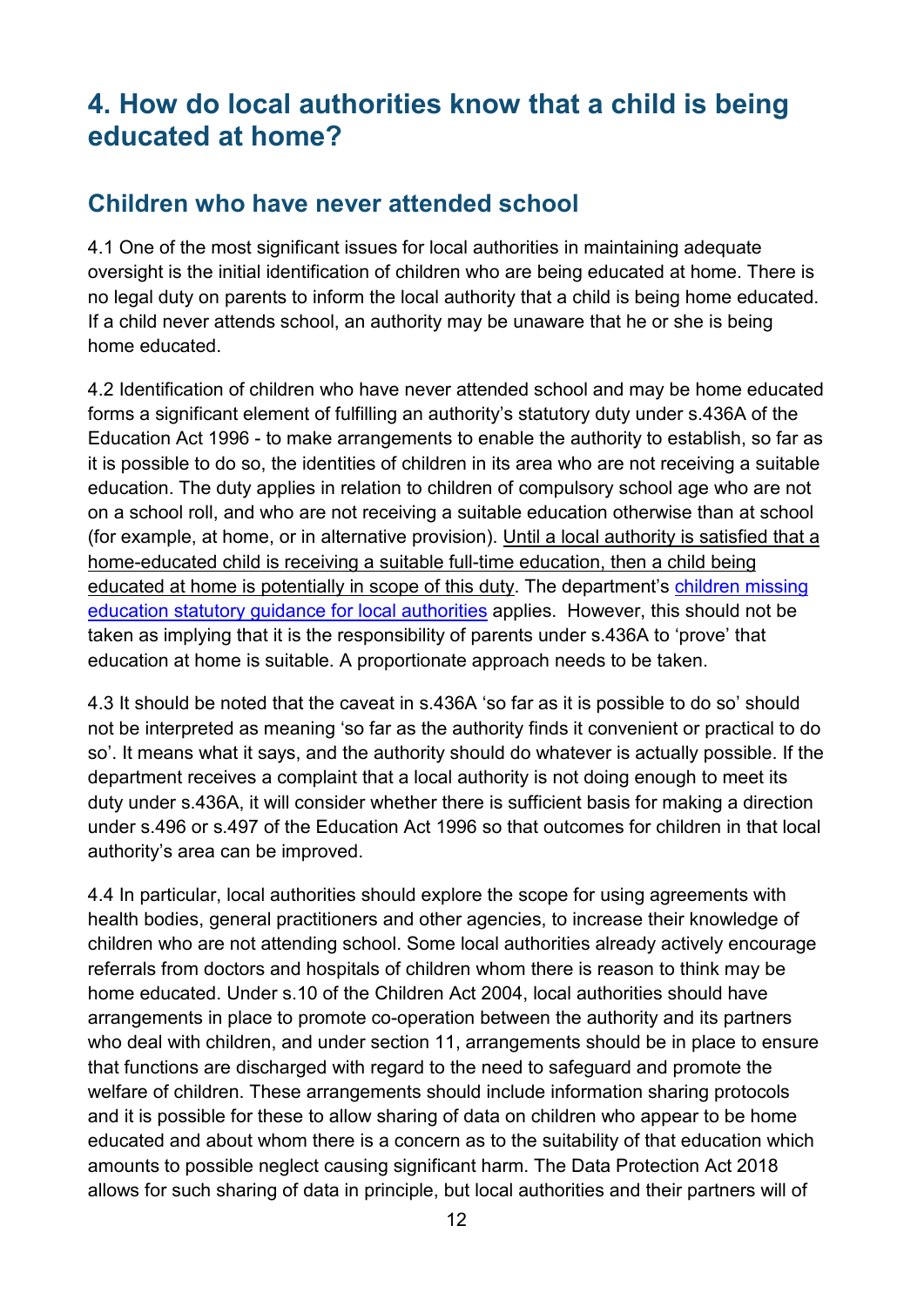# 4. How do local authorities know that a child is being educated at home?

## Children who have never attended school

4.1 One of the most significant issues for local authorities in maintaining adequate oversight is the initial identification of children who are being educated at home. There is no legal duty on parents to inform the local authority that a child is being home educated. If a child never attends school, an authority may be unaware that he or she is being home educated.

4.2 Identification of children who have never attended school and may be home educated forms a significant element of fulfilling an authority's statutory duty under s.436A of the Education Act 1996 - to make arrangements to enable the authority to establish, so far as it is possible to do so, the identities of children in its area who are not receiving a suitable education. The duty applies in relation to children of compulsory school age who are not on a school roll, and who are not receiving a suitable education otherwise than at school (for example, at home, or in alternative provision). <u>Until a local authority is satisfied that a home-educated child is receiving a suitable full-time education, then a child being educated at home is potentially in scope of this duty</u>. The department's [children missing education statutory guidance for local authorities]() applies. However, this should not be taken as implying that it is the responsibility of parents under s.436A to 'prove' that education at home is suitable. A proportionate approach needs to be taken.

4.3 It should be noted that the caveat in s.436A 'so far as it is possible to do so' should not be interpreted as meaning 'so far as the authority finds it convenient or practical to do so'. It means what it says, and the authority should do whatever is actually possible. If the department receives a complaint that a local authority is not doing enough to meet its duty under s.436A, it will consider whether there is sufficient basis for making a direction under s.496 or s.497 of the Education Act 1996 so that outcomes for children in that local authority's area can be improved.

4.4 In particular, local authorities should explore the scope for using agreements with health bodies, general practitioners and other agencies, to increase their knowledge of children who are not attending school. Some local authorities already actively encourage referrals from doctors and hospitals of children whom there is reason to think may be home educated. Under s.10 of the Children Act 2004, local authorities should have arrangements in place to promote co-operation between the authority and its partners who deal with children, and under section 11, arrangements should be in place to ensure that functions are discharged with regard to the need to safeguard and promote the welfare of children. These arrangements should include information sharing protocols and it is possible for these to allow sharing of data on children who appear to be home educated and about whom there is a concern as to the suitability of that education which amounts to possible neglect causing significant harm. The Data Protection Act 2018 allows for such sharing of data in principle, but local authorities and their partners will of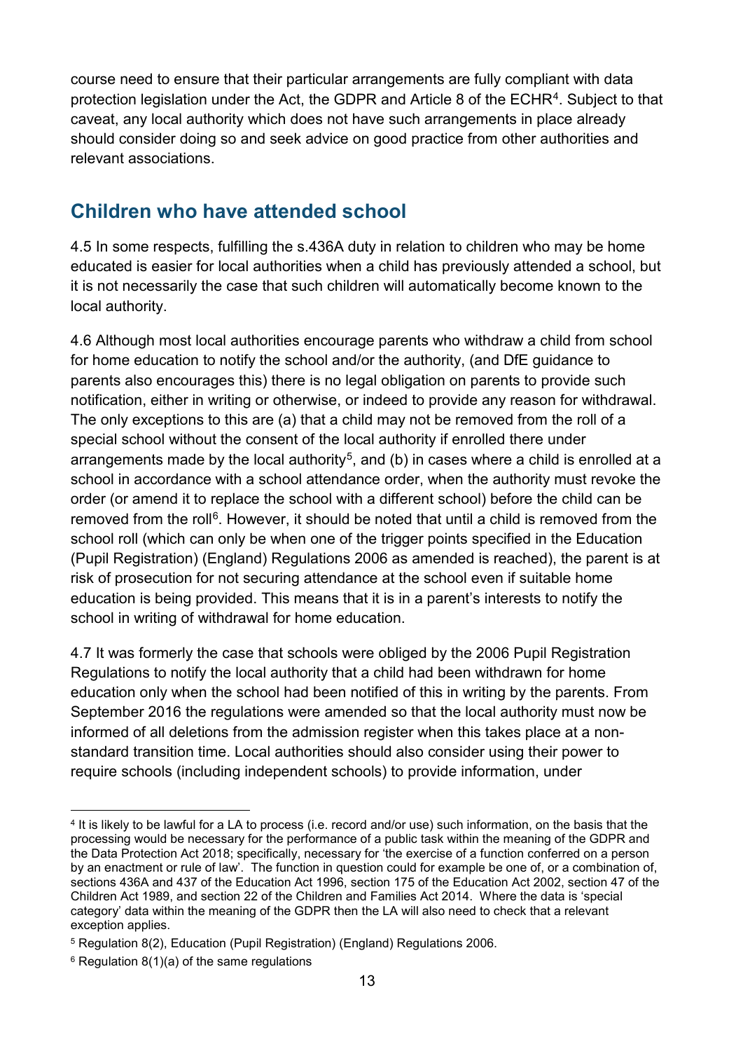course need to ensure that their particular arrangements are fully compliant with data protection legislation under the Act, the GDPR and Article 8 of the ECHR[4]. Subject to that caveat, any local authority which does not have such arrangements in place already should consider doing so and seek advice on good practice from other authorities and relevant associations.

## Children who have attended school

4.5 In some respects, fulfilling the s.436A duty in relation to children who may be home educated is easier for local authorities when a child has previously attended a school, but it is not necessarily the case that such children will automatically become known to the local authority.

4.6 Although most local authorities encourage parents who withdraw a child from school for home education to notify the school and/or the authority, (and DfE guidance to parents also encourages this) there is no legal obligation on parents to provide such notification, either in writing or otherwise, or indeed to provide any reason for withdrawal. The only exceptions to this are (a) that a child may not be removed from the roll of a special school without the consent of the local authority if enrolled there under arrangements made by the local authority[5], and (b) in cases where a child is enrolled at a school in accordance with a school attendance order, when the authority must revoke the order (or amend it to replace the school with a different school) before the child can be removed from the roll[6]. However, it should be noted that until a child is removed from the school roll (which can only be when one of the trigger points specified in the Education (Pupil Registration) (England) Regulations 2006 as amended is reached), the parent is at risk of prosecution for not securing attendance at the school even if suitable home education is being provided. This means that it is in a parent's interests to notify the school in writing of withdrawal for home education.

4.7 It was formerly the case that schools were obliged by the 2006 Pupil Registration Regulations to notify the local authority that a child had been withdrawn for home education only when the school had been notified of this in writing by the parents. From September 2016 the regulations were amended so that the local authority must now be informed of all deletions from the admission register when this takes place at a non-standard transition time. Local authorities should also consider using their power to require schools (including independent schools) to provide information, under

---

[4] It is likely to be lawful for a LA to process (i.e. record and/or use) such information, on the basis that the processing would be necessary for the performance of a public task within the meaning of the GDPR and the Data Protection Act 2018; specifically, necessary for 'the exercise of a function conferred on a person by an enactment or rule of law'. The function in question could for example be one of, or a combination of, sections 436A and 437 of the Education Act 1996, section 175 of the Education Act 2002, section 47 of the Children Act 1989, and section 22 of the Children and Families Act 2014. Where the data is 'special category' data within the meaning of the GDPR then the LA will also need to check that a relevant exception applies.

[5] Regulation 8(2), Education (Pupil Registration) (England) Regulations 2006.

[6] Regulation 8(1)(a) of the same regulations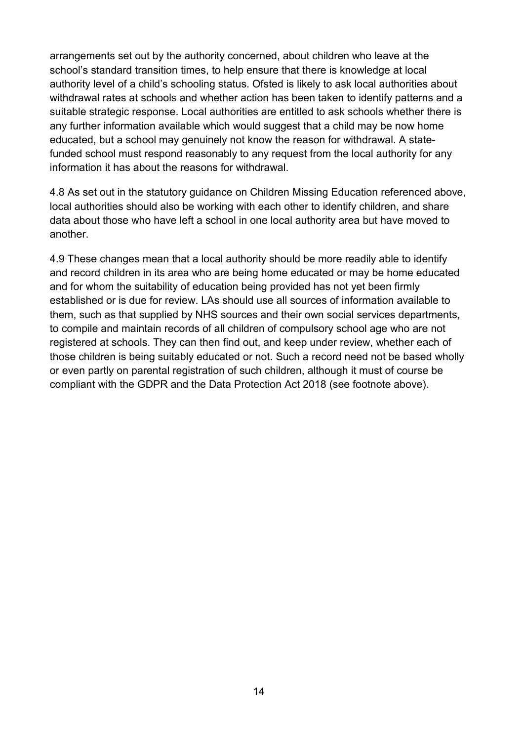arrangements set out by the authority concerned, about children who leave at the school's standard transition times, to help ensure that there is knowledge at local authority level of a child's schooling status. Ofsted is likely to ask local authorities about withdrawal rates at schools and whether action has been taken to identify patterns and a suitable strategic response. Local authorities are entitled to ask schools whether there is any further information available which would suggest that a child may be now home educated, but a school may genuinely not know the reason for withdrawal. A state-funded school must respond reasonably to any request from the local authority for any information it has about the reasons for withdrawal.

4.8 As set out in the statutory guidance on Children Missing Education referenced above, local authorities should also be working with each other to identify children, and share data about those who have left a school in one local authority area but have moved to another.

4.9 These changes mean that a local authority should be more readily able to identify and record children in its area who are being home educated or may be home educated and for whom the suitability of education being provided has not yet been firmly established or is due for review. LAs should use all sources of information available to them, such as that supplied by NHS sources and their own social services departments, to compile and maintain records of all children of compulsory school age who are not registered at schools. They can then find out, and keep under review, whether each of those children is being suitably educated or not. Such a record need not be based wholly or even partly on parental registration of such children, although it must of course be compliant with the GDPR and the Data Protection Act 2018 (see footnote above).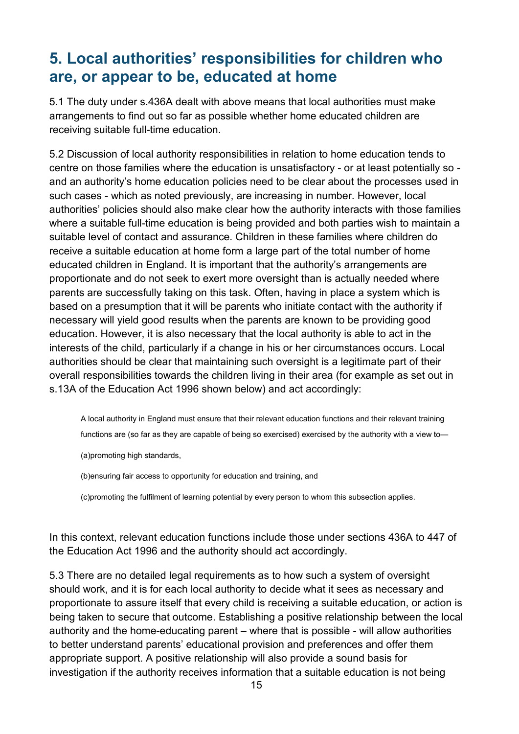## 5. Local authorities' responsibilities for children who are, or appear to be, educated at home

5.1 The duty under s.436A dealt with above means that local authorities must make arrangements to find out so far as possible whether home educated children are receiving suitable full-time education.

5.2 Discussion of local authority responsibilities in relation to home education tends to centre on those families where the education is unsatisfactory - or at least potentially so - and an authority's home education policies need to be clear about the processes used in such cases - which as noted previously, are increasing in number. However, local authorities' policies should also make clear how the authority interacts with those families where a suitable full-time education is being provided and both parties wish to maintain a suitable level of contact and assurance. Children in these families where children do receive a suitable education at home form a large part of the total number of home educated children in England. It is important that the authority's arrangements are proportionate and do not seek to exert more oversight than is actually needed where parents are successfully taking on this task. Often, having in place a system which is based on a presumption that it will be parents who initiate contact with the authority if necessary will yield good results when the parents are known to be providing good education. However, it is also necessary that the local authority is able to act in the interests of the child, particularly if a change in his or her circumstances occurs. Local authorities should be clear that maintaining such oversight is a legitimate part of their overall responsibilities towards the children living in their area (for example as set out in s.13A of the Education Act 1996 shown below) and act accordingly:

> A local authority in England must ensure that their relevant education functions and their relevant training functions are (so far as they are capable of being so exercised) exercised by the authority with a view to—
>
> (a)promoting high standards,
>
> (b)ensuring fair access to opportunity for education and training, and
>
> (c)promoting the fulfilment of learning potential by every person to whom this subsection applies.

In this context, relevant education functions include those under sections 436A to 447 of the Education Act 1996 and the authority should act accordingly.

5.3 There are no detailed legal requirements as to how such a system of oversight should work, and it is for each local authority to decide what it sees as necessary and proportionate to assure itself that every child is receiving a suitable education, or action is being taken to secure that outcome. Establishing a positive relationship between the local authority and the home-educating parent – where that is possible - will allow authorities to better understand parents' educational provision and preferences and offer them appropriate support. A positive relationship will also provide a sound basis for investigation if the authority receives information that a suitable education is not being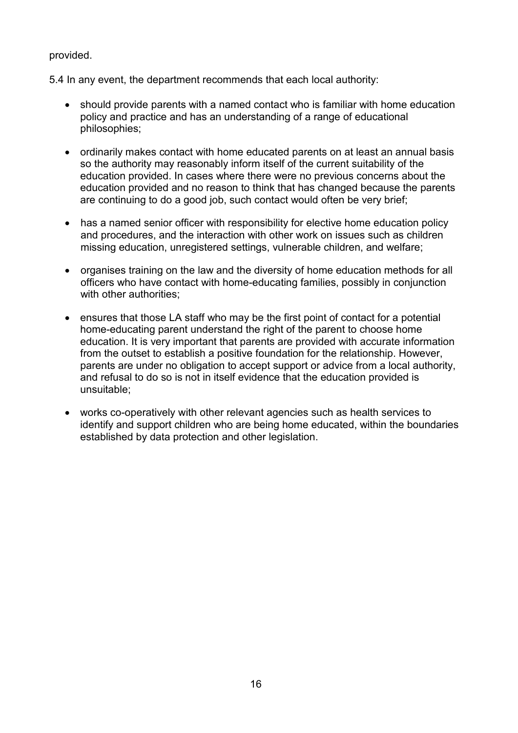provided.

5.4 In any event, the department recommends that each local authority:

- should provide parents with a named contact who is familiar with home education policy and practice and has an understanding of a range of educational philosophies;
- ordinarily makes contact with home educated parents on at least an annual basis so the authority may reasonably inform itself of the current suitability of the education provided. In cases where there were no previous concerns about the education provided and no reason to think that has changed because the parents are continuing to do a good job, such contact would often be very brief;
- has a named senior officer with responsibility for elective home education policy and procedures, and the interaction with other work on issues such as children missing education, unregistered settings, vulnerable children, and welfare;
- organises training on the law and the diversity of home education methods for all officers who have contact with home-educating families, possibly in conjunction with other authorities;
- ensures that those LA staff who may be the first point of contact for a potential home-educating parent understand the right of the parent to choose home education. It is very important that parents are provided with accurate information from the outset to establish a positive foundation for the relationship. However, parents are under no obligation to accept support or advice from a local authority, and refusal to do so is not in itself evidence that the education provided is unsuitable;
- works co-operatively with other relevant agencies such as health services to identify and support children who are being home educated, within the boundaries established by data protection and other legislation.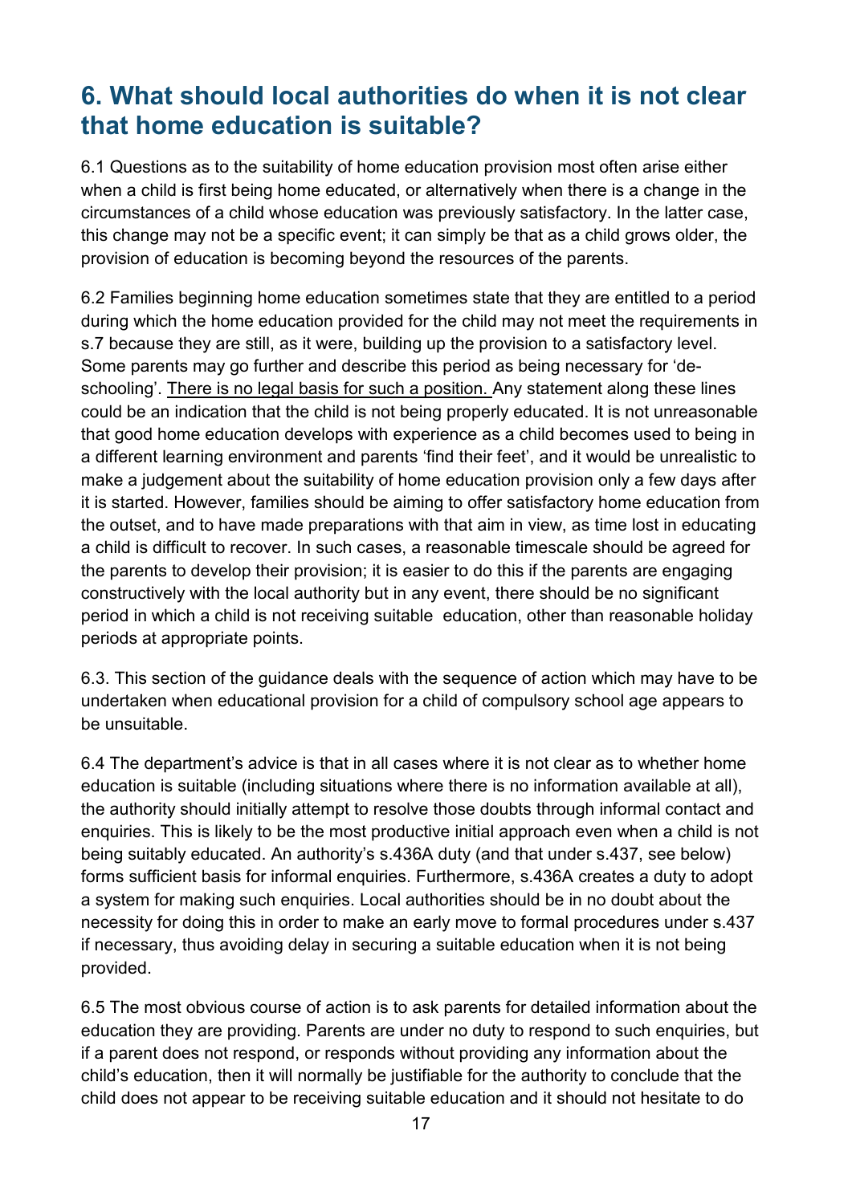## 6. What should local authorities do when it is not clear that home education is suitable?

6.1 Questions as to the suitability of home education provision most often arise either when a child is first being home educated, or alternatively when there is a change in the circumstances of a child whose education was previously satisfactory. In the latter case, this change may not be a specific event; it can simply be that as a child grows older, the provision of education is becoming beyond the resources of the parents.

6.2 Families beginning home education sometimes state that they are entitled to a period during which the home education provided for the child may not meet the requirements in s.7 because they are still, as it were, building up the provision to a satisfactory level. Some parents may go further and describe this period as being necessary for 'de-schooling'. <u>There is no legal basis for such a position.</u> Any statement along these lines could be an indication that the child is not being properly educated. It is not unreasonable that good home education develops with experience as a child becomes used to being in a different learning environment and parents 'find their feet', and it would be unrealistic to make a judgement about the suitability of home education provision only a few days after it is started. However, families should be aiming to offer satisfactory home education from the outset, and to have made preparations with that aim in view, as time lost in educating a child is difficult to recover. In such cases, a reasonable timescale should be agreed for the parents to develop their provision; it is easier to do this if the parents are engaging constructively with the local authority but in any event, there should be no significant period in which a child is not receiving suitable education, other than reasonable holiday periods at appropriate points.

6.3. This section of the guidance deals with the sequence of action which may have to be undertaken when educational provision for a child of compulsory school age appears to be unsuitable.

6.4 The department's advice is that in all cases where it is not clear as to whether home education is suitable (including situations where there is no information available at all), the authority should initially attempt to resolve those doubts through informal contact and enquiries. This is likely to be the most productive initial approach even when a child is not being suitably educated. An authority's s.436A duty (and that under s.437, see below) forms sufficient basis for informal enquiries. Furthermore, s.436A creates a duty to adopt a system for making such enquiries. Local authorities should be in no doubt about the necessity for doing this in order to make an early move to formal procedures under s.437 if necessary, thus avoiding delay in securing a suitable education when it is not being provided.

6.5 The most obvious course of action is to ask parents for detailed information about the education they are providing. Parents are under no duty to respond to such enquiries, but if a parent does not respond, or responds without providing any information about the child's education, then it will normally be justifiable for the authority to conclude that the child does not appear to be receiving suitable education and it should not hesitate to do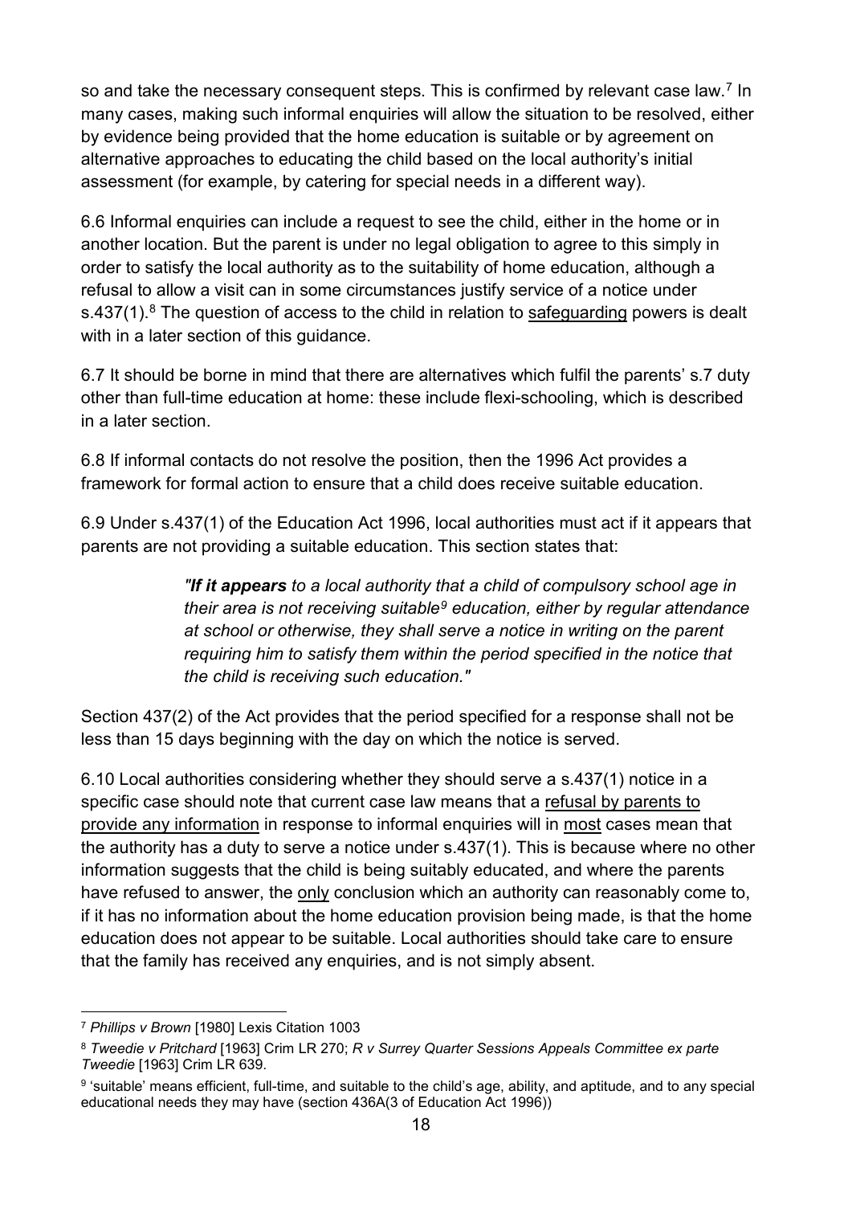so and take the necessary consequent steps. This is confirmed by relevant case law.[7] In many cases, making such informal enquiries will allow the situation to be resolved, either by evidence being provided that the home education is suitable or by agreement on alternative approaches to educating the child based on the local authority's initial assessment (for example, by catering for special needs in a different way).

6.6 Informal enquiries can include a request to see the child, either in the home or in another location. But the parent is under no legal obligation to agree to this simply in order to satisfy the local authority as to the suitability of home education, although a refusal to allow a visit can in some circumstances justify service of a notice under s.437(1).[8] The question of access to the child in relation to safeguarding powers is dealt with in a later section of this guidance.

6.7 It should be borne in mind that there are alternatives which fulfil the parents' s.7 duty other than full-time education at home: these include flexi-schooling, which is described in a later section.

6.8 If informal contacts do not resolve the position, then the 1996 Act provides a framework for formal action to ensure that a child does receive suitable education.

6.9 Under s.437(1) of the Education Act 1996, local authorities must act if it appears that parents are not providing a suitable education. This section states that:

> *"**If it appears** to a local authority that a child of compulsory school age in their area is not receiving suitable[9] education, either by regular attendance at school or otherwise, they shall serve a notice in writing on the parent requiring him to satisfy them within the period specified in the notice that the child is receiving such education."*

Section 437(2) of the Act provides that the period specified for a response shall not be less than 15 days beginning with the day on which the notice is served.

6.10 Local authorities considering whether they should serve a s.437(1) notice in a specific case should note that current case law means that a refusal by parents to provide any information in response to informal enquiries will in most cases mean that the authority has a duty to serve a notice under s.437(1). This is because where no other information suggests that the child is being suitably educated, and where the parents have refused to answer, the only conclusion which an authority can reasonably come to, if it has no information about the home education provision being made, is that the home education does not appear to be suitable. Local authorities should take care to ensure that the family has received any enquiries, and is not simply absent.

---

[7] *Phillips v Brown* [1980] Lexis Citation 1003

[8] *Tweedie v Pritchard* [1963] Crim LR 270; *R v Surrey Quarter Sessions Appeals Committee ex parte Tweedie* [1963] Crim LR 639.

[9] 'suitable' means efficient, full-time, and suitable to the child's age, ability, and aptitude, and to any special educational needs they may have (section 436A(3 of Education Act 1996))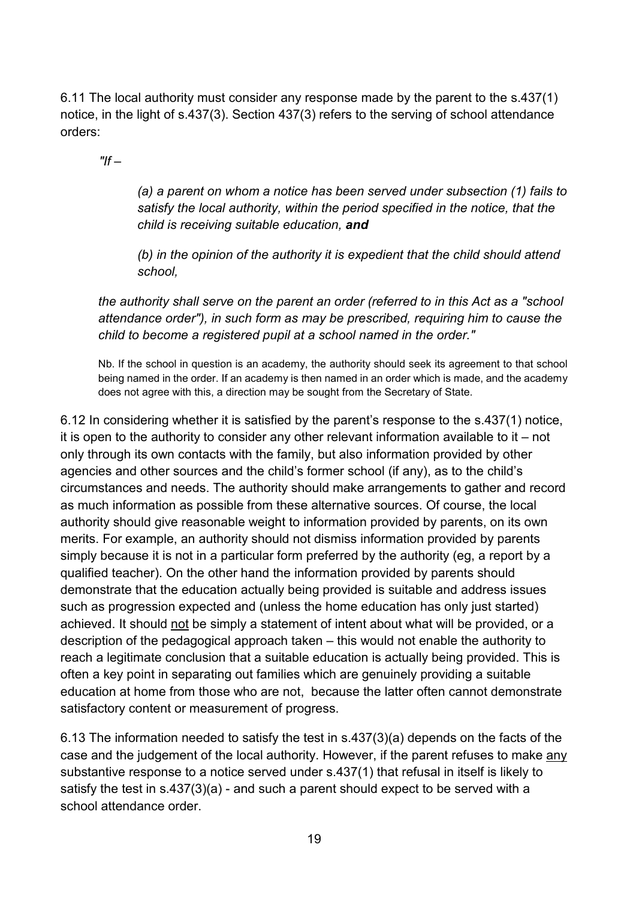6.11 The local authority must consider any response made by the parent to the s.437(1) notice, in the light of s.437(3). Section 437(3) refers to the serving of school attendance orders:

> *"If –*
>
> > *(a) a parent on whom a notice has been served under subsection (1) fails to satisfy the local authority, within the period specified in the notice, that the child is receiving suitable education,* ***and***
> >
> > *(b) in the opinion of the authority it is expedient that the child should attend school,*
>
> *the authority shall serve on the parent an order (referred to in this Act as a "school attendance order"), in such form as may be prescribed, requiring him to cause the child to become a registered pupil at a school named in the order."*
>
> Nb. If the school in question is an academy, the authority should seek its agreement to that school being named in the order. If an academy is then named in an order which is made, and the academy does not agree with this, a direction may be sought from the Secretary of State.

6.12 In considering whether it is satisfied by the parent's response to the s.437(1) notice, it is open to the authority to consider any other relevant information available to it – not only through its own contacts with the family, but also information provided by other agencies and other sources and the child's former school (if any), as to the child's circumstances and needs. The authority should make arrangements to gather and record as much information as possible from these alternative sources. Of course, the local authority should give reasonable weight to information provided by parents, on its own merits. For example, an authority should not dismiss information provided by parents simply because it is not in a particular form preferred by the authority (eg, a report by a qualified teacher). On the other hand the information provided by parents should demonstrate that the education actually being provided is suitable and address issues such as progression expected and (unless the home education has only just started) achieved. It should <u>not</u> be simply a statement of intent about what will be provided, or a description of the pedagogical approach taken – this would not enable the authority to reach a legitimate conclusion that a suitable education is actually being provided. This is often a key point in separating out families which are genuinely providing a suitable education at home from those who are not, because the latter often cannot demonstrate satisfactory content or measurement of progress.

6.13 The information needed to satisfy the test in s.437(3)(a) depends on the facts of the case and the judgement of the local authority. However, if the parent refuses to make <u>any</u> substantive response to a notice served under s.437(1) that refusal in itself is likely to satisfy the test in s.437(3)(a) - and such a parent should expect to be served with a school attendance order.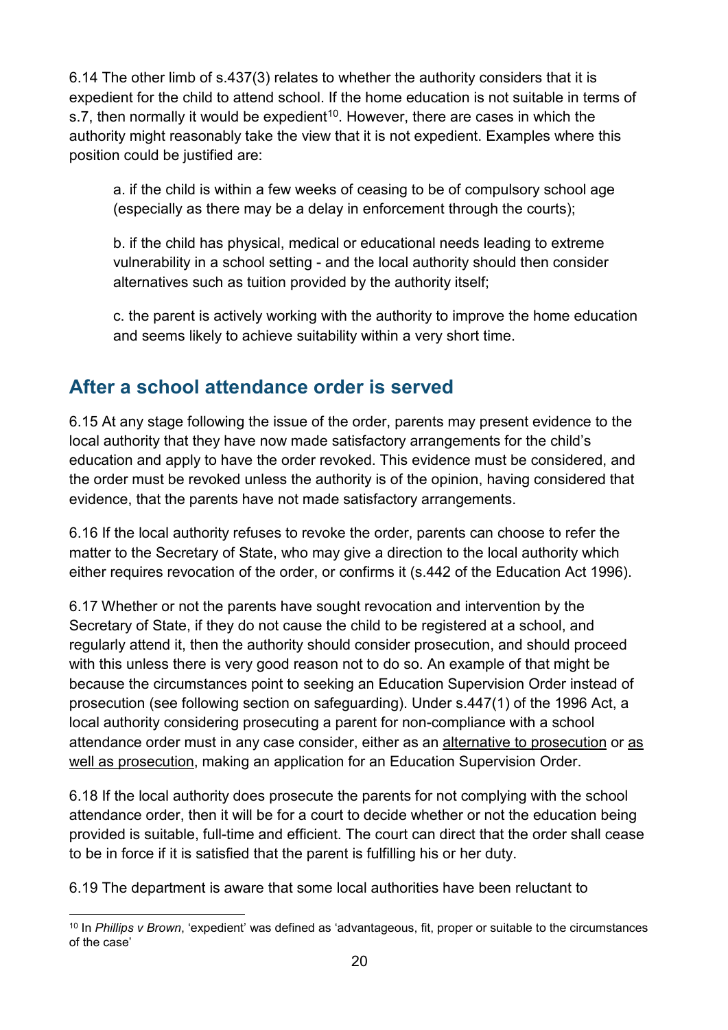6.14 The other limb of s.437(3) relates to whether the authority considers that it is expedient for the child to attend school. If the home education is not suitable in terms of s.7, then normally it would be expedient[10]. However, there are cases in which the authority might reasonably take the view that it is not expedient. Examples where this position could be justified are:

a. if the child is within a few weeks of ceasing to be of compulsory school age (especially as there may be a delay in enforcement through the courts);

b. if the child has physical, medical or educational needs leading to extreme vulnerability in a school setting - and the local authority should then consider alternatives such as tuition provided by the authority itself;

c. the parent is actively working with the authority to improve the home education and seems likely to achieve suitability within a very short time.

## After a school attendance order is served

6.15 At any stage following the issue of the order, parents may present evidence to the local authority that they have now made satisfactory arrangements for the child's education and apply to have the order revoked. This evidence must be considered, and the order must be revoked unless the authority is of the opinion, having considered that evidence, that the parents have not made satisfactory arrangements.

6.16 If the local authority refuses to revoke the order, parents can choose to refer the matter to the Secretary of State, who may give a direction to the local authority which either requires revocation of the order, or confirms it (s.442 of the Education Act 1996).

6.17 Whether or not the parents have sought revocation and intervention by the Secretary of State, if they do not cause the child to be registered at a school, and regularly attend it, then the authority should consider prosecution, and should proceed with this unless there is very good reason not to do so. An example of that might be because the circumstances point to seeking an Education Supervision Order instead of prosecution (see following section on safeguarding). Under s.447(1) of the 1996 Act, a local authority considering prosecuting a parent for non-compliance with a school attendance order must in any case consider, either as an alternative to prosecution or as well as prosecution, making an application for an Education Supervision Order.

6.18 If the local authority does prosecute the parents for not complying with the school attendance order, then it will be for a court to decide whether or not the education being provided is suitable, full-time and efficient. The court can direct that the order shall cease to be in force if it is satisfied that the parent is fulfilling his or her duty.

6.19 The department is aware that some local authorities have been reluctant to

[10] In *Phillips v Brown*, 'expedient' was defined as 'advantageous, fit, proper or suitable to the circumstances of the case'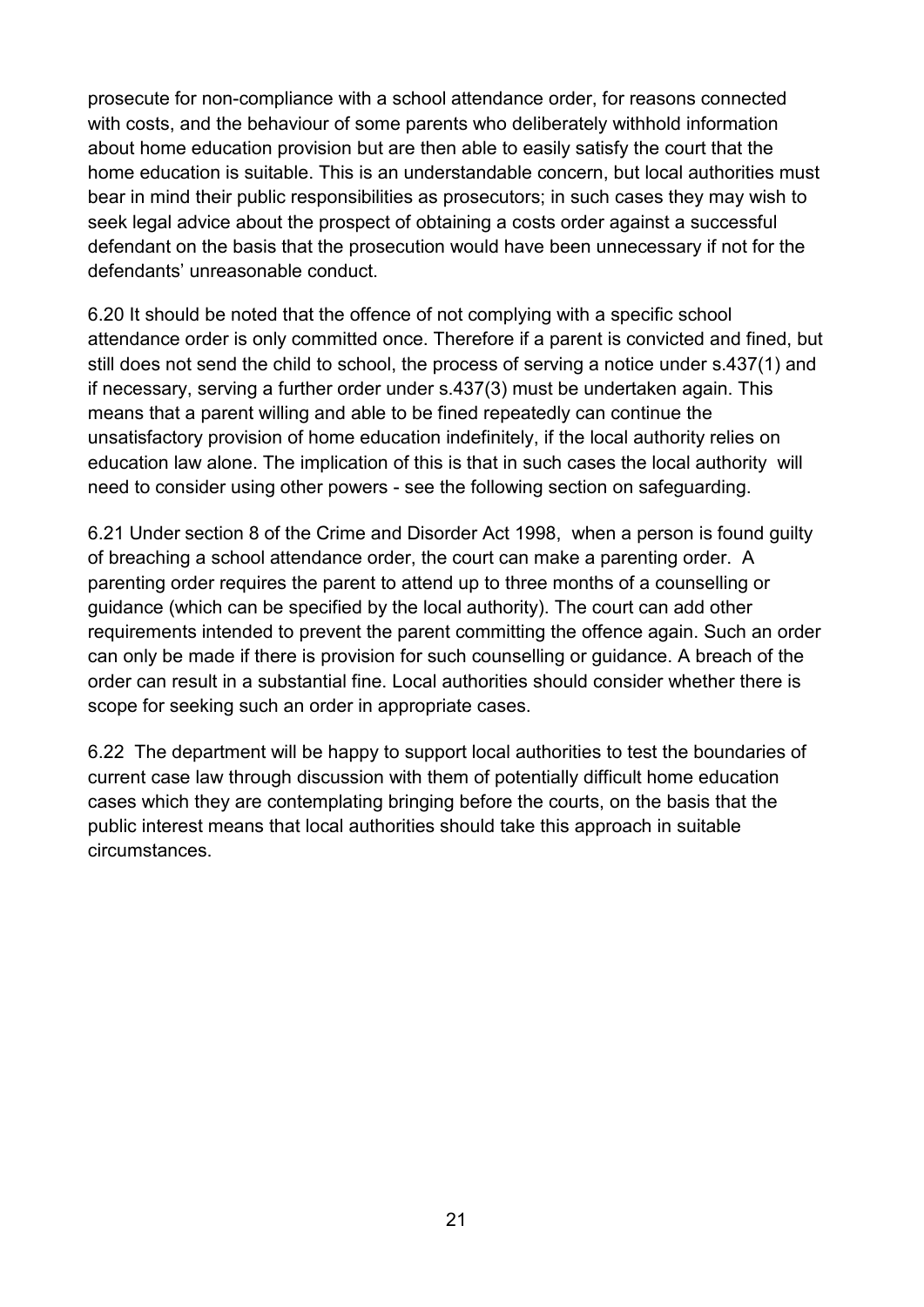prosecute for non-compliance with a school attendance order, for reasons connected with costs, and the behaviour of some parents who deliberately withhold information about home education provision but are then able to easily satisfy the court that the home education is suitable. This is an understandable concern, but local authorities must bear in mind their public responsibilities as prosecutors; in such cases they may wish to seek legal advice about the prospect of obtaining a costs order against a successful defendant on the basis that the prosecution would have been unnecessary if not for the defendants' unreasonable conduct.

6.20 It should be noted that the offence of not complying with a specific school attendance order is only committed once. Therefore if a parent is convicted and fined, but still does not send the child to school, the process of serving a notice under s.437(1) and if necessary, serving a further order under s.437(3) must be undertaken again. This means that a parent willing and able to be fined repeatedly can continue the unsatisfactory provision of home education indefinitely, if the local authority relies on education law alone. The implication of this is that in such cases the local authority will need to consider using other powers - see the following section on safeguarding.

6.21 Under section 8 of the Crime and Disorder Act 1998, when a person is found guilty of breaching a school attendance order, the court can make a parenting order. A parenting order requires the parent to attend up to three months of a counselling or guidance (which can be specified by the local authority). The court can add other requirements intended to prevent the parent committing the offence again. Such an order can only be made if there is provision for such counselling or guidance. A breach of the order can result in a substantial fine. Local authorities should consider whether there is scope for seeking such an order in appropriate cases.

6.22 The department will be happy to support local authorities to test the boundaries of current case law through discussion with them of potentially difficult home education cases which they are contemplating bringing before the courts, on the basis that the public interest means that local authorities should take this approach in suitable circumstances.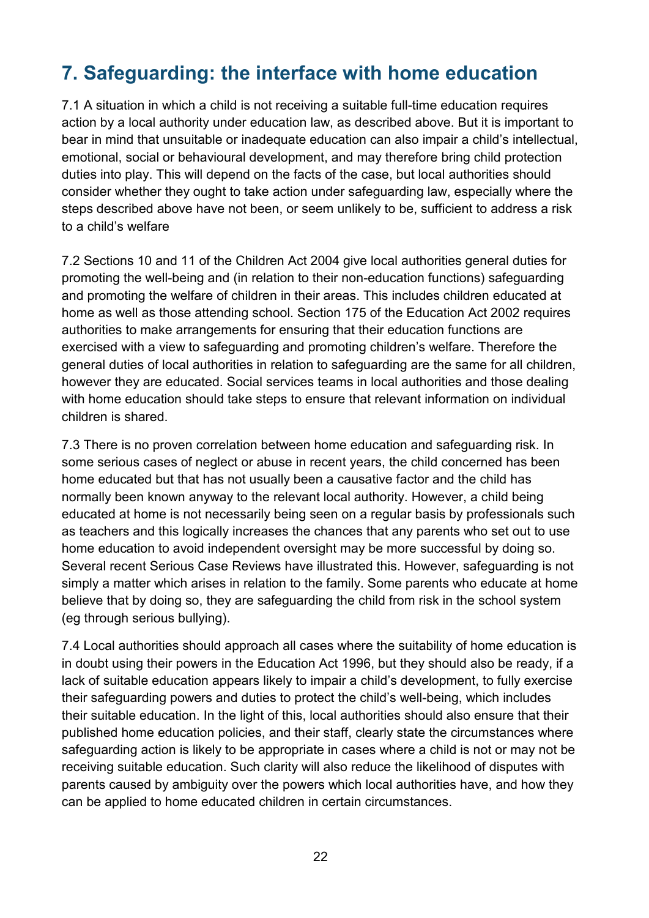## 7. Safeguarding: the interface with home education

7.1 A situation in which a child is not receiving a suitable full-time education requires action by a local authority under education law, as described above. But it is important to bear in mind that unsuitable or inadequate education can also impair a child's intellectual, emotional, social or behavioural development, and may therefore bring child protection duties into play. This will depend on the facts of the case, but local authorities should consider whether they ought to take action under safeguarding law, especially where the steps described above have not been, or seem unlikely to be, sufficient to address a risk to a child's welfare

7.2 Sections 10 and 11 of the Children Act 2004 give local authorities general duties for promoting the well-being and (in relation to their non-education functions) safeguarding and promoting the welfare of children in their areas. This includes children educated at home as well as those attending school. Section 175 of the Education Act 2002 requires authorities to make arrangements for ensuring that their education functions are exercised with a view to safeguarding and promoting children's welfare. Therefore the general duties of local authorities in relation to safeguarding are the same for all children, however they are educated. Social services teams in local authorities and those dealing with home education should take steps to ensure that relevant information on individual children is shared.

7.3 There is no proven correlation between home education and safeguarding risk. In some serious cases of neglect or abuse in recent years, the child concerned has been home educated but that has not usually been a causative factor and the child has normally been known anyway to the relevant local authority. However, a child being educated at home is not necessarily being seen on a regular basis by professionals such as teachers and this logically increases the chances that any parents who set out to use home education to avoid independent oversight may be more successful by doing so. Several recent Serious Case Reviews have illustrated this. However, safeguarding is not simply a matter which arises in relation to the family. Some parents who educate at home believe that by doing so, they are safeguarding the child from risk in the school system (eg through serious bullying).

7.4 Local authorities should approach all cases where the suitability of home education is in doubt using their powers in the Education Act 1996, but they should also be ready, if a lack of suitable education appears likely to impair a child's development, to fully exercise their safeguarding powers and duties to protect the child's well-being, which includes their suitable education. In the light of this, local authorities should also ensure that their published home education policies, and their staff, clearly state the circumstances where safeguarding action is likely to be appropriate in cases where a child is not or may not be receiving suitable education. Such clarity will also reduce the likelihood of disputes with parents caused by ambiguity over the powers which local authorities have, and how they can be applied to home educated children in certain circumstances.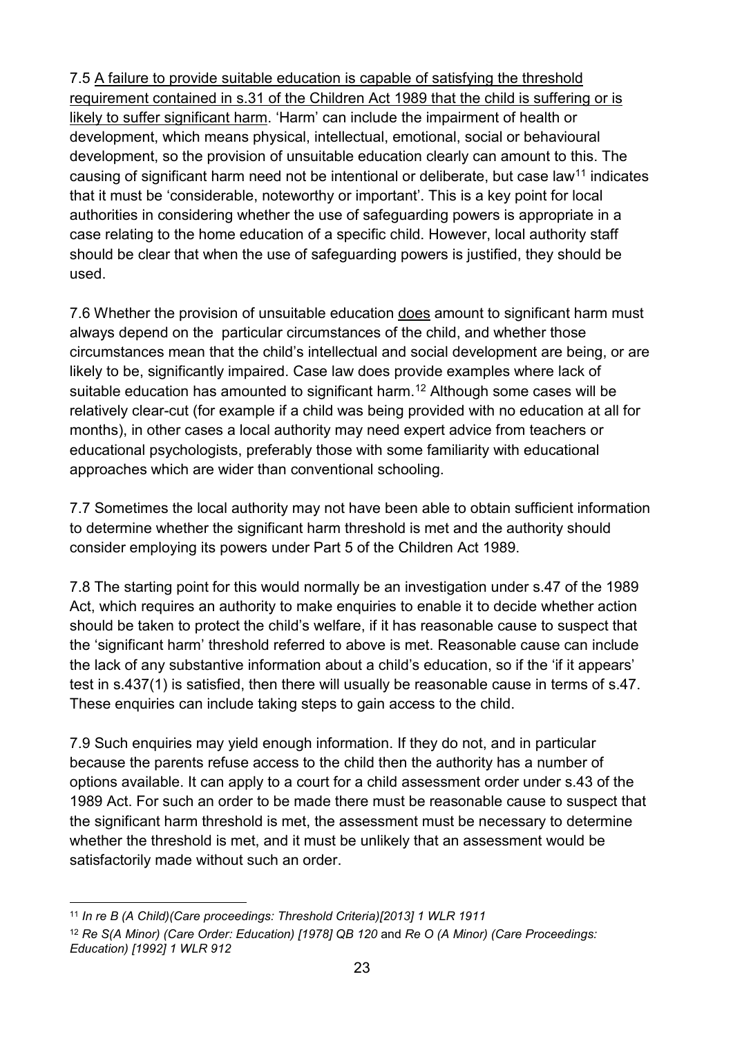7.5 <u>A failure to provide suitable education is capable of satisfying the threshold requirement contained in s.31 of the Children Act 1989 that the child is suffering or is likely to suffer significant harm</u>. 'Harm' can include the impairment of health or development, which means physical, intellectual, emotional, social or behavioural development, so the provision of unsuitable education clearly can amount to this. The causing of significant harm need not be intentional or deliberate, but case law[11] indicates that it must be 'considerable, noteworthy or important'. This is a key point for local authorities in considering whether the use of safeguarding powers is appropriate in a case relating to the home education of a specific child. However, local authority staff should be clear that when the use of safeguarding powers is justified, they should be used.

7.6 Whether the provision of unsuitable education <u>does</u> amount to significant harm must always depend on the particular circumstances of the child, and whether those circumstances mean that the child's intellectual and social development are being, or are likely to be, significantly impaired. Case law does provide examples where lack of suitable education has amounted to significant harm.[12] Although some cases will be relatively clear-cut (for example if a child was being provided with no education at all for months), in other cases a local authority may need expert advice from teachers or educational psychologists, preferably those with some familiarity with educational approaches which are wider than conventional schooling.

7.7 Sometimes the local authority may not have been able to obtain sufficient information to determine whether the significant harm threshold is met and the authority should consider employing its powers under Part 5 of the Children Act 1989.

7.8 The starting point for this would normally be an investigation under s.47 of the 1989 Act, which requires an authority to make enquiries to enable it to decide whether action should be taken to protect the child's welfare, if it has reasonable cause to suspect that the 'significant harm' threshold referred to above is met. Reasonable cause can include the lack of any substantive information about a child's education, so if the 'if it appears' test in s.437(1) is satisfied, then there will usually be reasonable cause in terms of s.47. These enquiries can include taking steps to gain access to the child.

7.9 Such enquiries may yield enough information. If they do not, and in particular because the parents refuse access to the child then the authority has a number of options available. It can apply to a court for a child assessment order under s.43 of the 1989 Act. For such an order to be made there must be reasonable cause to suspect that the significant harm threshold is met, the assessment must be necessary to determine whether the threshold is met, and it must be unlikely that an assessment would be satisfactorily made without such an order.

---

[11] *In re B (A Child)(Care proceedings: Threshold Criteria)[2013] 1 WLR 1911*

[12] *Re S(A Minor) (Care Order: Education) [1978] QB 120* and *Re O (A Minor) (Care Proceedings: Education) [1992] 1 WLR 912*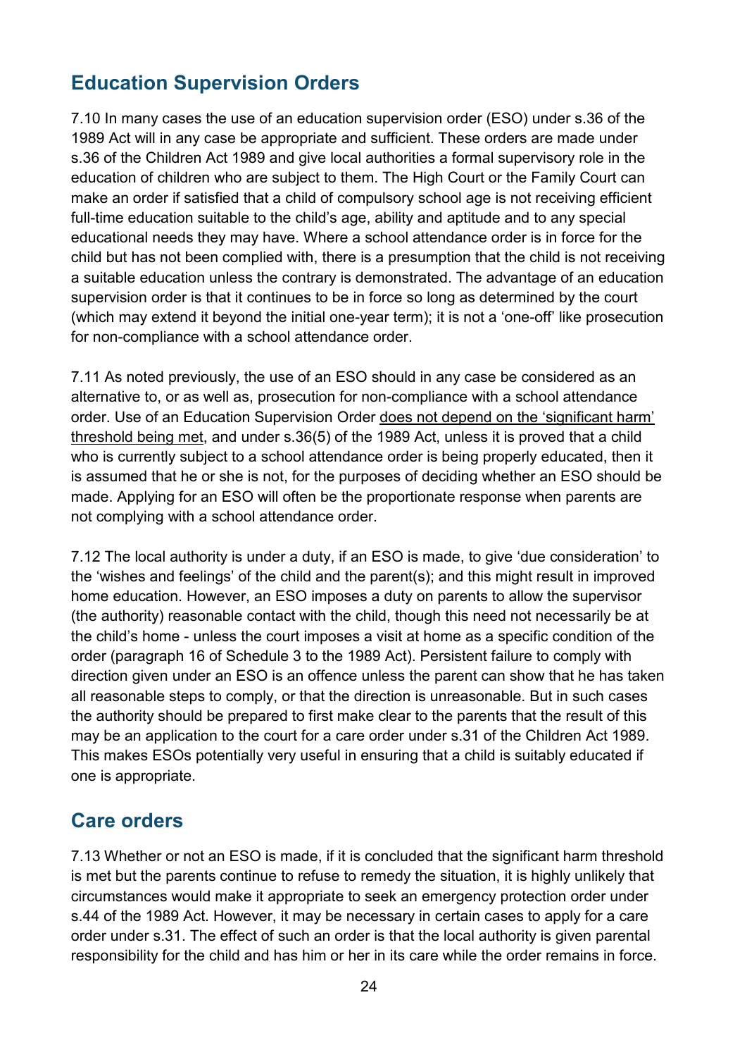## Education Supervision Orders

7.10 In many cases the use of an education supervision order (ESO) under s.36 of the 1989 Act will in any case be appropriate and sufficient. These orders are made under s.36 of the Children Act 1989 and give local authorities a formal supervisory role in the education of children who are subject to them. The High Court or the Family Court can make an order if satisfied that a child of compulsory school age is not receiving efficient full-time education suitable to the child's age, ability and aptitude and to any special educational needs they may have. Where a school attendance order is in force for the child but has not been complied with, there is a presumption that the child is not receiving a suitable education unless the contrary is demonstrated. The advantage of an education supervision order is that it continues to be in force so long as determined by the court (which may extend it beyond the initial one-year term); it is not a 'one-off' like prosecution for non-compliance with a school attendance order.

7.11 As noted previously, the use of an ESO should in any case be considered as an alternative to, or as well as, prosecution for non-compliance with a school attendance order. Use of an Education Supervision Order does not depend on the 'significant harm' threshold being met, and under s.36(5) of the 1989 Act, unless it is proved that a child who is currently subject to a school attendance order is being properly educated, then it is assumed that he or she is not, for the purposes of deciding whether an ESO should be made. Applying for an ESO will often be the proportionate response when parents are not complying with a school attendance order.

7.12 The local authority is under a duty, if an ESO is made, to give 'due consideration' to the 'wishes and feelings' of the child and the parent(s); and this might result in improved home education. However, an ESO imposes a duty on parents to allow the supervisor (the authority) reasonable contact with the child, though this need not necessarily be at the child's home - unless the court imposes a visit at home as a specific condition of the order (paragraph 16 of Schedule 3 to the 1989 Act). Persistent failure to comply with direction given under an ESO is an offence unless the parent can show that he has taken all reasonable steps to comply, or that the direction is unreasonable. But in such cases the authority should be prepared to first make clear to the parents that the result of this may be an application to the court for a care order under s.31 of the Children Act 1989. This makes ESOs potentially very useful in ensuring that a child is suitably educated if one is appropriate.

## Care orders

7.13 Whether or not an ESO is made, if it is concluded that the significant harm threshold is met but the parents continue to refuse to remedy the situation, it is highly unlikely that circumstances would make it appropriate to seek an emergency protection order under s.44 of the 1989 Act. However, it may be necessary in certain cases to apply for a care order under s.31. The effect of such an order is that the local authority is given parental responsibility for the child and has him or her in its care while the order remains in force.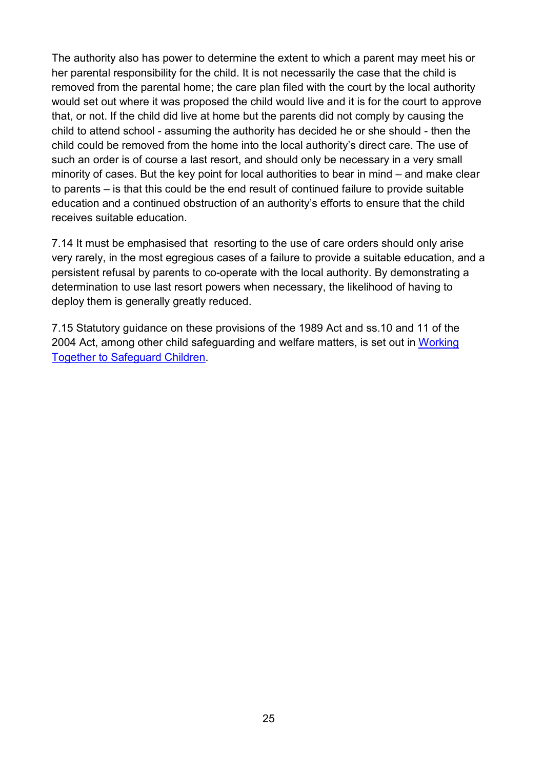The authority also has power to determine the extent to which a parent may meet his or her parental responsibility for the child. It is not necessarily the case that the child is removed from the parental home; the care plan filed with the court by the local authority would set out where it was proposed the child would live and it is for the court to approve that, or not. If the child did live at home but the parents did not comply by causing the child to attend school - assuming the authority has decided he or she should - then the child could be removed from the home into the local authority's direct care. The use of such an order is of course a last resort, and should only be necessary in a very small minority of cases. But the key point for local authorities to bear in mind – and make clear to parents – is that this could be the end result of continued failure to provide suitable education and a continued obstruction of an authority's efforts to ensure that the child receives suitable education.

7.14 It must be emphasised that resorting to the use of care orders should only arise very rarely, in the most egregious cases of a failure to provide a suitable education, and a persistent refusal by parents to co-operate with the local authority. By demonstrating a determination to use last resort powers when necessary, the likelihood of having to deploy them is generally greatly reduced.

7.15 Statutory guidance on these provisions of the 1989 Act and ss.10 and 11 of the 2004 Act, among other child safeguarding and welfare matters, is set out in Working Together to Safeguard Children.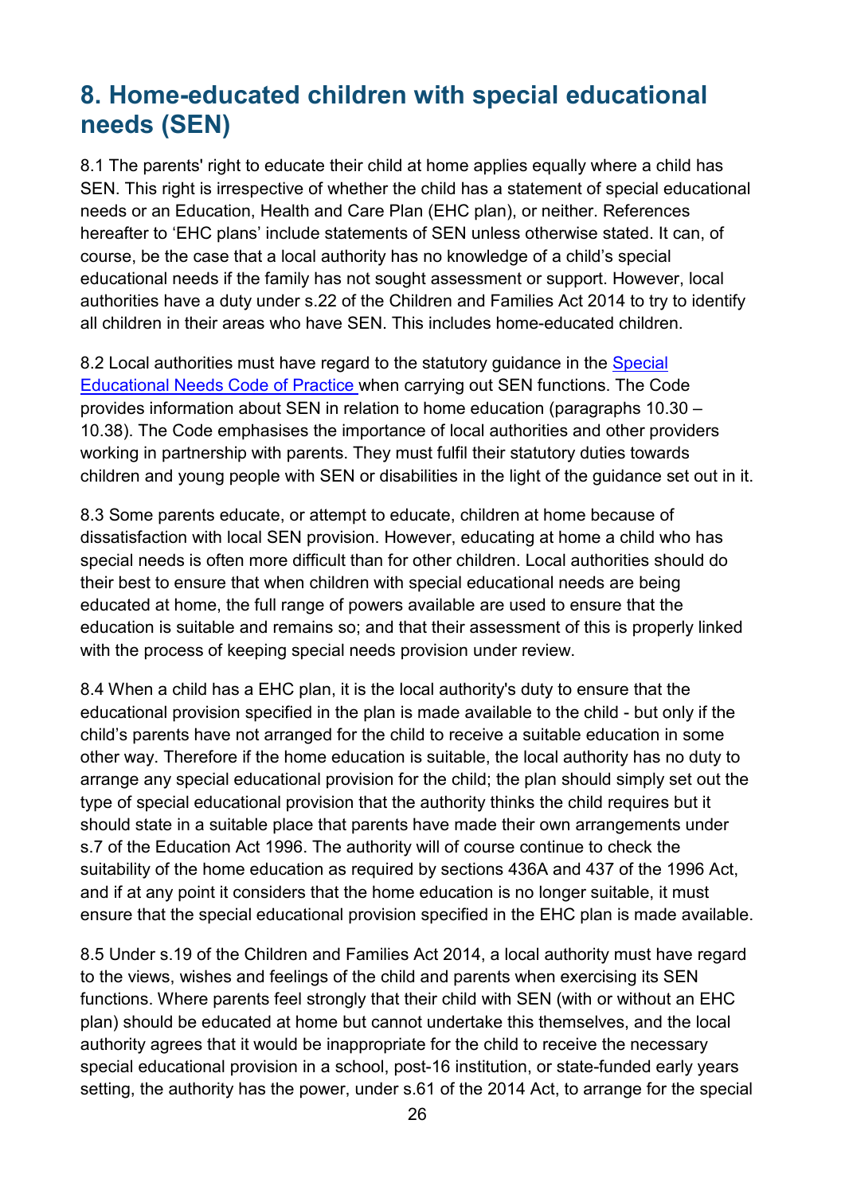## 8. Home-educated children with special educational needs (SEN)

8.1 The parents' right to educate their child at home applies equally where a child has SEN. This right is irrespective of whether the child has a statement of special educational needs or an Education, Health and Care Plan (EHC plan), or neither. References hereafter to 'EHC plans' include statements of SEN unless otherwise stated. It can, of course, be the case that a local authority has no knowledge of a child's special educational needs if the family has not sought assessment or support. However, local authorities have a duty under s.22 of the Children and Families Act 2014 to try to identify all children in their areas who have SEN. This includes home-educated children.

8.2 Local authorities must have regard to the statutory guidance in the [Special Educational Needs Code of Practice](#) when carrying out SEN functions. The Code provides information about SEN in relation to home education (paragraphs 10.30 – 10.38). The Code emphasises the importance of local authorities and other providers working in partnership with parents. They must fulfil their statutory duties towards children and young people with SEN or disabilities in the light of the guidance set out in it.

8.3 Some parents educate, or attempt to educate, children at home because of dissatisfaction with local SEN provision. However, educating at home a child who has special needs is often more difficult than for other children. Local authorities should do their best to ensure that when children with special educational needs are being educated at home, the full range of powers available are used to ensure that the education is suitable and remains so; and that their assessment of this is properly linked with the process of keeping special needs provision under review.

8.4 When a child has a EHC plan, it is the local authority's duty to ensure that the educational provision specified in the plan is made available to the child - but only if the child's parents have not arranged for the child to receive a suitable education in some other way. Therefore if the home education is suitable, the local authority has no duty to arrange any special educational provision for the child; the plan should simply set out the type of special educational provision that the authority thinks the child requires but it should state in a suitable place that parents have made their own arrangements under s.7 of the Education Act 1996. The authority will of course continue to check the suitability of the home education as required by sections 436A and 437 of the 1996 Act, and if at any point it considers that the home education is no longer suitable, it must ensure that the special educational provision specified in the EHC plan is made available.

8.5 Under s.19 of the Children and Families Act 2014, a local authority must have regard to the views, wishes and feelings of the child and parents when exercising its SEN functions. Where parents feel strongly that their child with SEN (with or without an EHC plan) should be educated at home but cannot undertake this themselves, and the local authority agrees that it would be inappropriate for the child to receive the necessary special educational provision in a school, post-16 institution, or state-funded early years setting, the authority has the power, under s.61 of the 2014 Act, to arrange for the special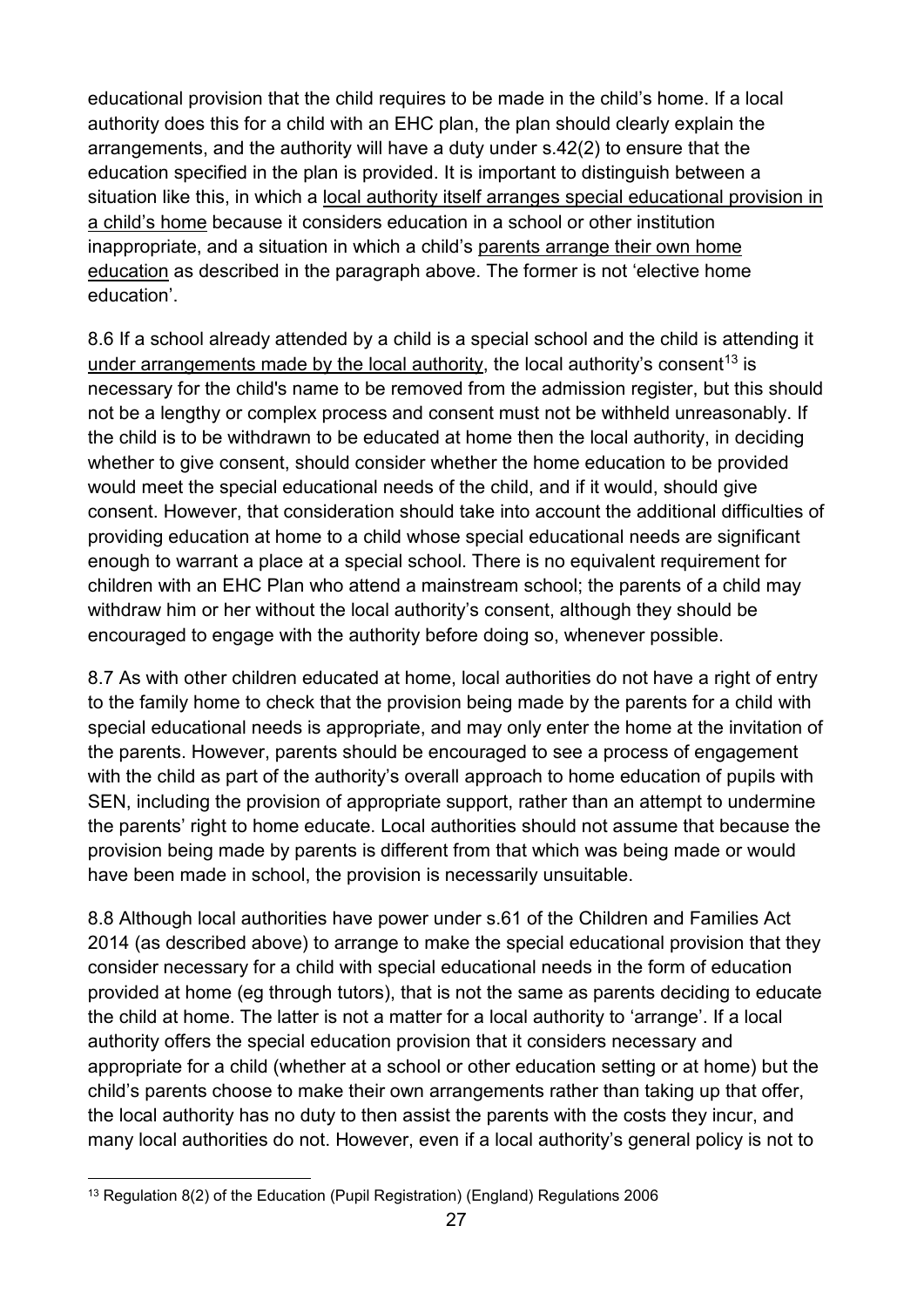educational provision that the child requires to be made in the child's home. If a local authority does this for a child with an EHC plan, the plan should clearly explain the arrangements, and the authority will have a duty under s.42(2) to ensure that the education specified in the plan is provided. It is important to distinguish between a situation like this, in which a local authority itself arranges special educational provision in a child's home because it considers education in a school or other institution inappropriate, and a situation in which a child's parents arrange their own home education as described in the paragraph above. The former is not 'elective home education'.

8.6 If a school already attended by a child is a special school and the child is attending it under arrangements made by the local authority, the local authority's consent[13] is necessary for the child's name to be removed from the admission register, but this should not be a lengthy or complex process and consent must not be withheld unreasonably. If the child is to be withdrawn to be educated at home then the local authority, in deciding whether to give consent, should consider whether the home education to be provided would meet the special educational needs of the child, and if it would, should give consent. However, that consideration should take into account the additional difficulties of providing education at home to a child whose special educational needs are significant enough to warrant a place at a special school. There is no equivalent requirement for children with an EHC Plan who attend a mainstream school; the parents of a child may withdraw him or her without the local authority's consent, although they should be encouraged to engage with the authority before doing so, whenever possible.

8.7 As with other children educated at home, local authorities do not have a right of entry to the family home to check that the provision being made by the parents for a child with special educational needs is appropriate, and may only enter the home at the invitation of the parents. However, parents should be encouraged to see a process of engagement with the child as part of the authority's overall approach to home education of pupils with SEN, including the provision of appropriate support, rather than an attempt to undermine the parents' right to home educate. Local authorities should not assume that because the provision being made by parents is different from that which was being made or would have been made in school, the provision is necessarily unsuitable.

8.8 Although local authorities have power under s.61 of the Children and Families Act 2014 (as described above) to arrange to make the special educational provision that they consider necessary for a child with special educational needs in the form of education provided at home (eg through tutors), that is not the same as parents deciding to educate the child at home. The latter is not a matter for a local authority to 'arrange'. If a local authority offers the special education provision that it considers necessary and appropriate for a child (whether at a school or other education setting or at home) but the child's parents choose to make their own arrangements rather than taking up that offer, the local authority has no duty to then assist the parents with the costs they incur, and many local authorities do not. However, even if a local authority's general policy is not to

[13] Regulation 8(2) of the Education (Pupil Registration) (England) Regulations 2006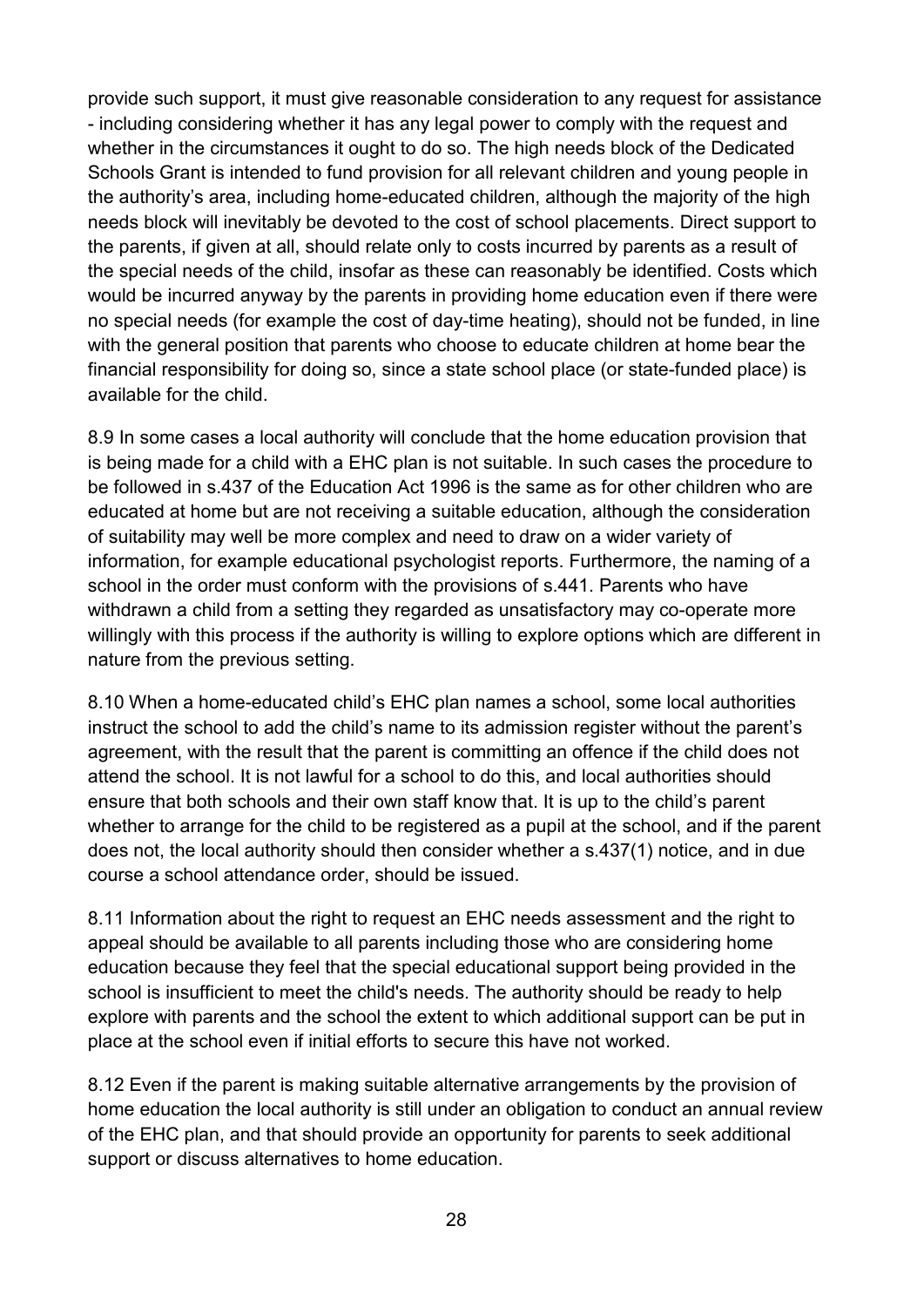provide such support, it must give reasonable consideration to any request for assistance - including considering whether it has any legal power to comply with the request and whether in the circumstances it ought to do so. The high needs block of the Dedicated Schools Grant is intended to fund provision for all relevant children and young people in the authority's area, including home-educated children, although the majority of the high needs block will inevitably be devoted to the cost of school placements. Direct support to the parents, if given at all, should relate only to costs incurred by parents as a result of the special needs of the child, insofar as these can reasonably be identified. Costs which would be incurred anyway by the parents in providing home education even if there were no special needs (for example the cost of day-time heating), should not be funded, in line with the general position that parents who choose to educate children at home bear the financial responsibility for doing so, since a state school place (or state-funded place) is available for the child.

8.9 In some cases a local authority will conclude that the home education provision that is being made for a child with a EHC plan is not suitable. In such cases the procedure to be followed in s.437 of the Education Act 1996 is the same as for other children who are educated at home but are not receiving a suitable education, although the consideration of suitability may well be more complex and need to draw on a wider variety of information, for example educational psychologist reports. Furthermore, the naming of a school in the order must conform with the provisions of s.441. Parents who have withdrawn a child from a setting they regarded as unsatisfactory may co-operate more willingly with this process if the authority is willing to explore options which are different in nature from the previous setting.

8.10 When a home-educated child's EHC plan names a school, some local authorities instruct the school to add the child's name to its admission register without the parent's agreement, with the result that the parent is committing an offence if the child does not attend the school. It is not lawful for a school to do this, and local authorities should ensure that both schools and their own staff know that. It is up to the child's parent whether to arrange for the child to be registered as a pupil at the school, and if the parent does not, the local authority should then consider whether a s.437(1) notice, and in due course a school attendance order, should be issued.

8.11 Information about the right to request an EHC needs assessment and the right to appeal should be available to all parents including those who are considering home education because they feel that the special educational support being provided in the school is insufficient to meet the child's needs. The authority should be ready to help explore with parents and the school the extent to which additional support can be put in place at the school even if initial efforts to secure this have not worked.

8.12 Even if the parent is making suitable alternative arrangements by the provision of home education the local authority is still under an obligation to conduct an annual review of the EHC plan, and that should provide an opportunity for parents to seek additional support or discuss alternatives to home education.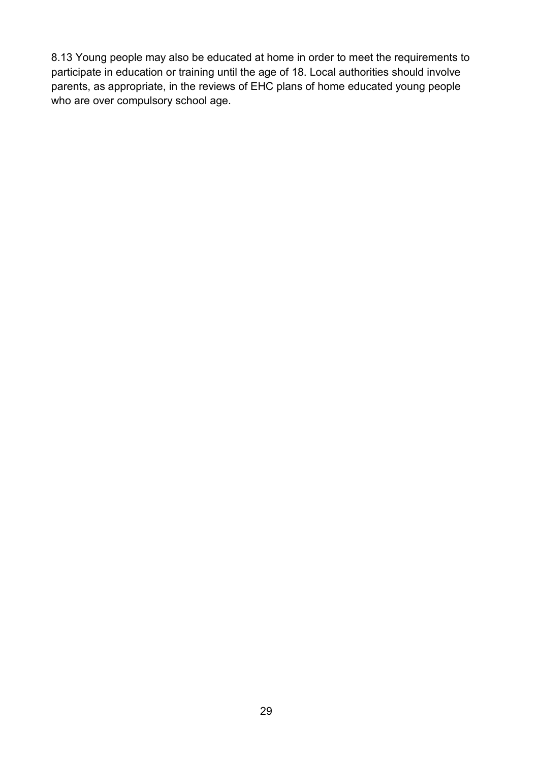8.13 Young people may also be educated at home in order to meet the requirements to participate in education or training until the age of 18. Local authorities should involve parents, as appropriate, in the reviews of EHC plans of home educated young people who are over compulsory school age.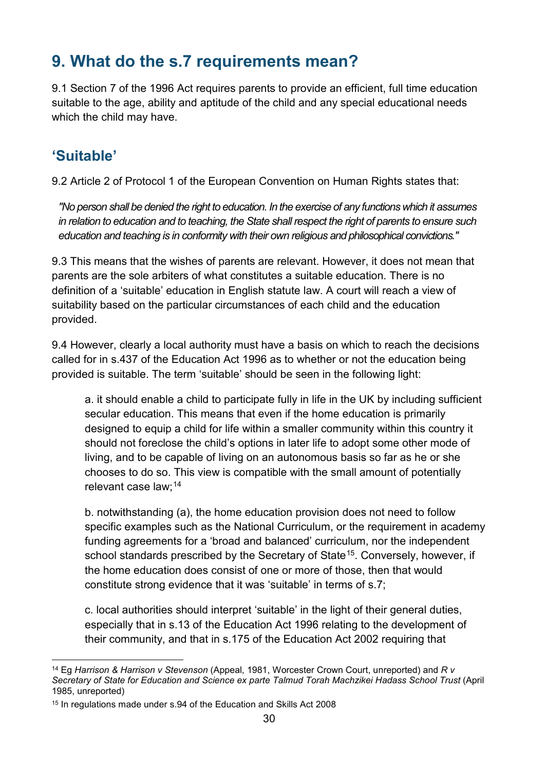# 9. What do the s.7 requirements mean?

9.1 Section 7 of the 1996 Act requires parents to provide an efficient, full time education suitable to the age, ability and aptitude of the child and any special educational needs which the child may have.

## 'Suitable'

9.2 Article 2 of Protocol 1 of the European Convention on Human Rights states that:

> *"No person shall be denied the right to education. In the exercise of any functions which it assumes in relation to education and to teaching, the State shall respect the right of parents to ensure such education and teaching is in conformity with their own religious and philosophical convictions."*

9.3 This means that the wishes of parents are relevant. However, it does not mean that parents are the sole arbiters of what constitutes a suitable education. There is no definition of a 'suitable' education in English statute law. A court will reach a view of suitability based on the particular circumstances of each child and the education provided.

9.4 However, clearly a local authority must have a basis on which to reach the decisions called for in s.437 of the Education Act 1996 as to whether or not the education being provided is suitable. The term 'suitable' should be seen in the following light:

a. it should enable a child to participate fully in life in the UK by including sufficient secular education. This means that even if the home education is primarily designed to equip a child for life within a smaller community within this country it should not foreclose the child's options in later life to adopt some other mode of living, and to be capable of living on an autonomous basis so far as he or she chooses to do so. This view is compatible with the small amount of potentially relevant case law;[14]

b. notwithstanding (a), the home education provision does not need to follow specific examples such as the National Curriculum, or the requirement in academy funding agreements for a 'broad and balanced' curriculum, nor the independent school standards prescribed by the Secretary of State[15]. Conversely, however, if the home education does consist of one or more of those, then that would constitute strong evidence that it was 'suitable' in terms of s.7;

c. local authorities should interpret 'suitable' in the light of their general duties, especially that in s.13 of the Education Act 1996 relating to the development of their community, and that in s.175 of the Education Act 2002 requiring that

---

[14] Eg *Harrison & Harrison v Stevenson* (Appeal, 1981, Worcester Crown Court, unreported) and *R v Secretary of State for Education and Science ex parte Talmud Torah Machzikei Hadass School Trust* (April 1985, unreported)

[15] In regulations made under s.94 of the Education and Skills Act 2008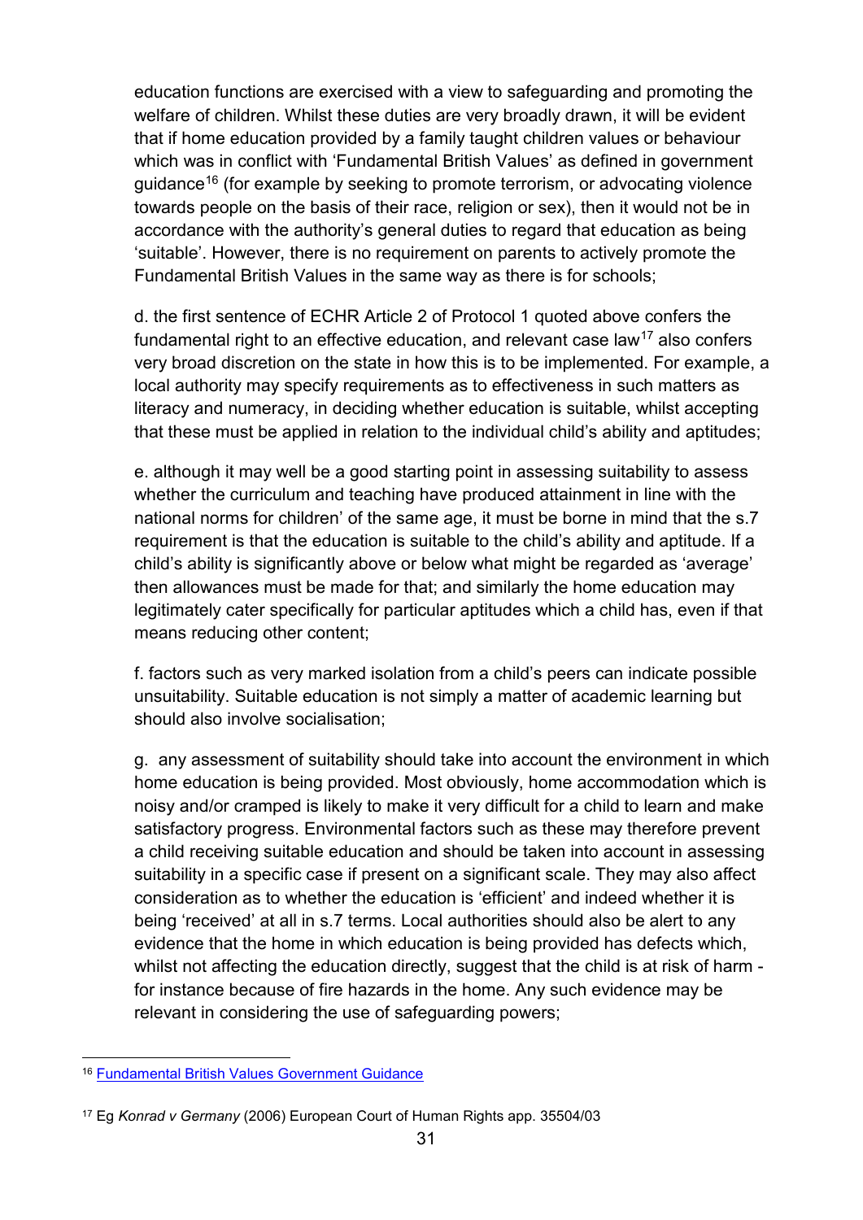education functions are exercised with a view to safeguarding and promoting the welfare of children. Whilst these duties are very broadly drawn, it will be evident that if home education provided by a family taught children values or behaviour which was in conflict with 'Fundamental British Values' as defined in government guidance[16] (for example by seeking to promote terrorism, or advocating violence towards people on the basis of their race, religion or sex), then it would not be in accordance with the authority's general duties to regard that education as being 'suitable'. However, there is no requirement on parents to actively promote the Fundamental British Values in the same way as there is for schools;

d. the first sentence of ECHR Article 2 of Protocol 1 quoted above confers the fundamental right to an effective education, and relevant case law[17] also confers very broad discretion on the state in how this is to be implemented. For example, a local authority may specify requirements as to effectiveness in such matters as literacy and numeracy, in deciding whether education is suitable, whilst accepting that these must be applied in relation to the individual child's ability and aptitudes;

e. although it may well be a good starting point in assessing suitability to assess whether the curriculum and teaching have produced attainment in line with the national norms for children' of the same age, it must be borne in mind that the s.7 requirement is that the education is suitable to the child's ability and aptitude. If a child's ability is significantly above or below what might be regarded as 'average' then allowances must be made for that; and similarly the home education may legitimately cater specifically for particular aptitudes which a child has, even if that means reducing other content;

f. factors such as very marked isolation from a child's peers can indicate possible unsuitability. Suitable education is not simply a matter of academic learning but should also involve socialisation;

g. any assessment of suitability should take into account the environment in which home education is being provided. Most obviously, home accommodation which is noisy and/or cramped is likely to make it very difficult for a child to learn and make satisfactory progress. Environmental factors such as these may therefore prevent a child receiving suitable education and should be taken into account in assessing suitability in a specific case if present on a significant scale. They may also affect consideration as to whether the education is 'efficient' and indeed whether it is being 'received' at all in s.7 terms. Local authorities should also be alert to any evidence that the home in which education is being provided has defects which, whilst not affecting the education directly, suggest that the child is at risk of harm - for instance because of fire hazards in the home. Any such evidence may be relevant in considering the use of safeguarding powers;

---

[16] [Fundamental British Values Government Guidance]()

[17] Eg *Konrad v Germany* (2006) European Court of Human Rights app. 35504/03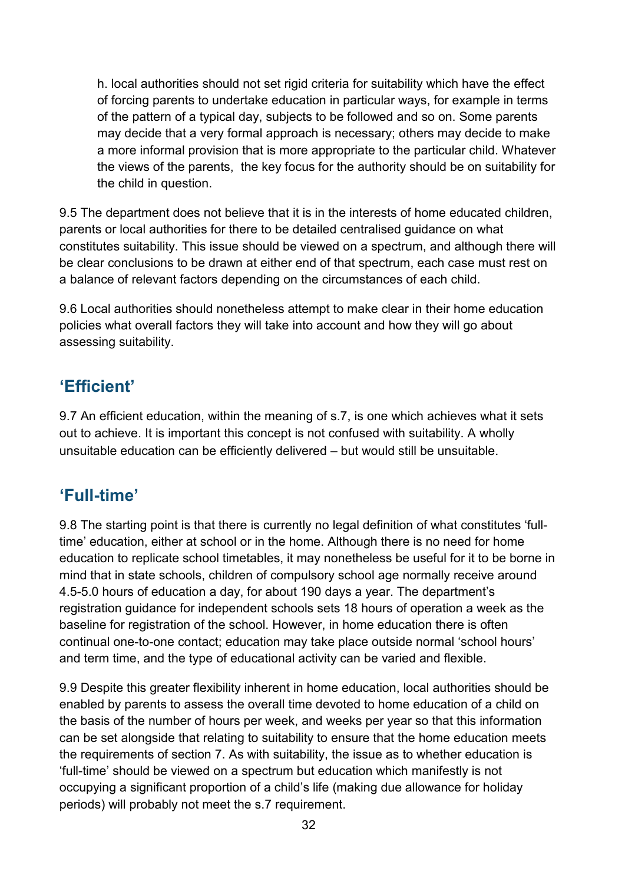h. local authorities should not set rigid criteria for suitability which have the effect of forcing parents to undertake education in particular ways, for example in terms of the pattern of a typical day, subjects to be followed and so on. Some parents may decide that a very formal approach is necessary; others may decide to make a more informal provision that is more appropriate to the particular child. Whatever the views of the parents, the key focus for the authority should be on suitability for the child in question.

9.5 The department does not believe that it is in the interests of home educated children, parents or local authorities for there to be detailed centralised guidance on what constitutes suitability. This issue should be viewed on a spectrum, and although there will be clear conclusions to be drawn at either end of that spectrum, each case must rest on a balance of relevant factors depending on the circumstances of each child.

9.6 Local authorities should nonetheless attempt to make clear in their home education policies what overall factors they will take into account and how they will go about assessing suitability.

## 'Efficient'

9.7 An efficient education, within the meaning of s.7, is one which achieves what it sets out to achieve. It is important this concept is not confused with suitability. A wholly unsuitable education can be efficiently delivered – but would still be unsuitable.

## 'Full-time'

9.8 The starting point is that there is currently no legal definition of what constitutes 'full-time' education, either at school or in the home. Although there is no need for home education to replicate school timetables, it may nonetheless be useful for it to be borne in mind that in state schools, children of compulsory school age normally receive around 4.5-5.0 hours of education a day, for about 190 days a year. The department's registration guidance for independent schools sets 18 hours of operation a week as the baseline for registration of the school. However, in home education there is often continual one-to-one contact; education may take place outside normal 'school hours' and term time, and the type of educational activity can be varied and flexible.

9.9 Despite this greater flexibility inherent in home education, local authorities should be enabled by parents to assess the overall time devoted to home education of a child on the basis of the number of hours per week, and weeks per year so that this information can be set alongside that relating to suitability to ensure that the home education meets the requirements of section 7. As with suitability, the issue as to whether education is 'full-time' should be viewed on a spectrum but education which manifestly is not occupying a significant proportion of a child's life (making due allowance for holiday periods) will probably not meet the s.7 requirement.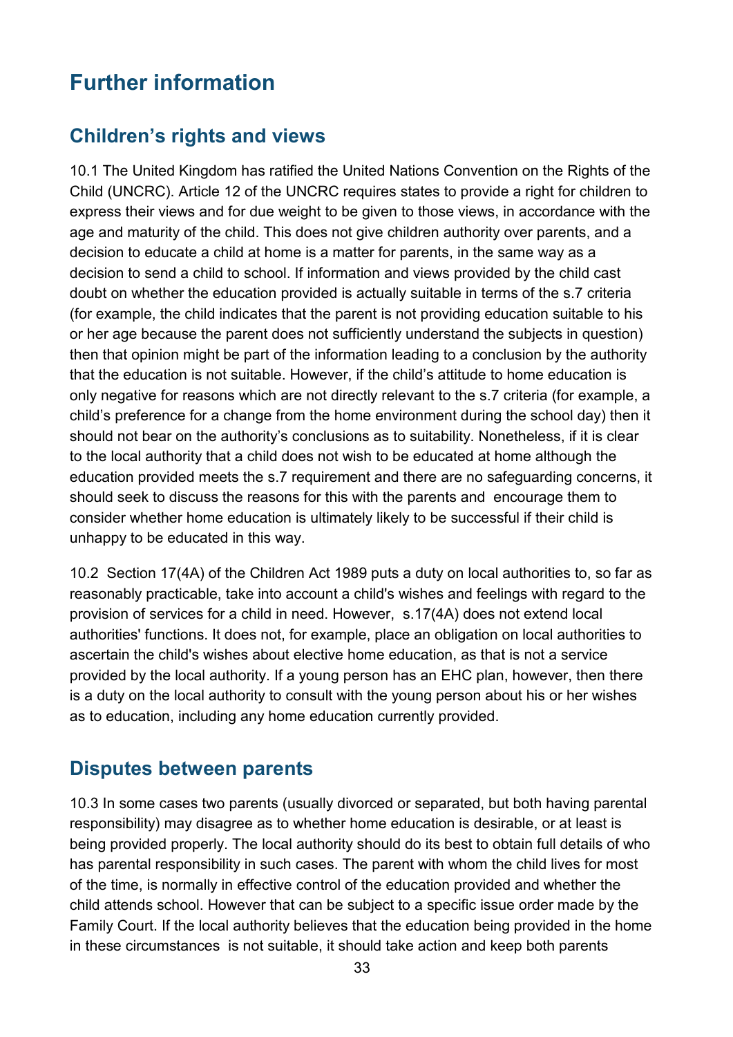# Further information

## Children's rights and views

10.1 The United Kingdom has ratified the United Nations Convention on the Rights of the Child (UNCRC). Article 12 of the UNCRC requires states to provide a right for children to express their views and for due weight to be given to those views, in accordance with the age and maturity of the child. This does not give children authority over parents, and a decision to educate a child at home is a matter for parents, in the same way as a decision to send a child to school. If information and views provided by the child cast doubt on whether the education provided is actually suitable in terms of the s.7 criteria (for example, the child indicates that the parent is not providing education suitable to his or her age because the parent does not sufficiently understand the subjects in question) then that opinion might be part of the information leading to a conclusion by the authority that the education is not suitable. However, if the child's attitude to home education is only negative for reasons which are not directly relevant to the s.7 criteria (for example, a child's preference for a change from the home environment during the school day) then it should not bear on the authority's conclusions as to suitability. Nonetheless, if it is clear to the local authority that a child does not wish to be educated at home although the education provided meets the s.7 requirement and there are no safeguarding concerns, it should seek to discuss the reasons for this with the parents and encourage them to consider whether home education is ultimately likely to be successful if their child is unhappy to be educated in this way.

10.2 Section 17(4A) of the Children Act 1989 puts a duty on local authorities to, so far as reasonably practicable, take into account a child's wishes and feelings with regard to the provision of services for a child in need. However, s.17(4A) does not extend local authorities' functions. It does not, for example, place an obligation on local authorities to ascertain the child's wishes about elective home education, as that is not a service provided by the local authority. If a young person has an EHC plan, however, then there is a duty on the local authority to consult with the young person about his or her wishes as to education, including any home education currently provided.

## Disputes between parents

10.3 In some cases two parents (usually divorced or separated, but both having parental responsibility) may disagree as to whether home education is desirable, or at least is being provided properly. The local authority should do its best to obtain full details of who has parental responsibility in such cases. The parent with whom the child lives for most of the time, is normally in effective control of the education provided and whether the child attends school. However that can be subject to a specific issue order made by the Family Court. If the local authority believes that the education being provided in the home in these circumstances is not suitable, it should take action and keep both parents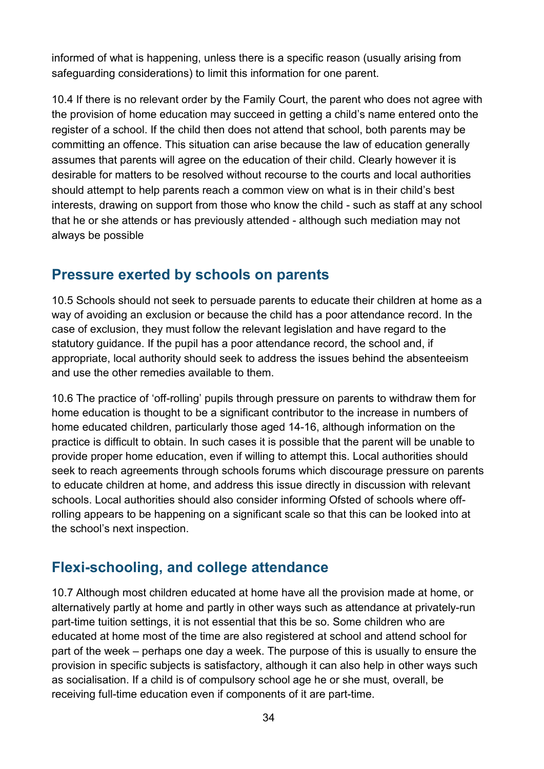informed of what is happening, unless there is a specific reason (usually arising from safeguarding considerations) to limit this information for one parent.

10.4 If there is no relevant order by the Family Court, the parent who does not agree with the provision of home education may succeed in getting a child's name entered onto the register of a school. If the child then does not attend that school, both parents may be committing an offence. This situation can arise because the law of education generally assumes that parents will agree on the education of their child. Clearly however it is desirable for matters to be resolved without recourse to the courts and local authorities should attempt to help parents reach a common view on what is in their child's best interests, drawing on support from those who know the child - such as staff at any school that he or she attends or has previously attended - although such mediation may not always be possible

## Pressure exerted by schools on parents

10.5 Schools should not seek to persuade parents to educate their children at home as a way of avoiding an exclusion or because the child has a poor attendance record. In the case of exclusion, they must follow the relevant legislation and have regard to the statutory guidance. If the pupil has a poor attendance record, the school and, if appropriate, local authority should seek to address the issues behind the absenteeism and use the other remedies available to them.

10.6 The practice of 'off-rolling' pupils through pressure on parents to withdraw them for home education is thought to be a significant contributor to the increase in numbers of home educated children, particularly those aged 14-16, although information on the practice is difficult to obtain. In such cases it is possible that the parent will be unable to provide proper home education, even if willing to attempt this. Local authorities should seek to reach agreements through schools forums which discourage pressure on parents to educate children at home, and address this issue directly in discussion with relevant schools. Local authorities should also consider informing Ofsted of schools where off-rolling appears to be happening on a significant scale so that this can be looked into at the school's next inspection.

## Flexi-schooling, and college attendance

10.7 Although most children educated at home have all the provision made at home, or alternatively partly at home and partly in other ways such as attendance at privately-run part-time tuition settings, it is not essential that this be so. Some children who are educated at home most of the time are also registered at school and attend school for part of the week – perhaps one day a week. The purpose of this is usually to ensure the provision in specific subjects is satisfactory, although it can also help in other ways such as socialisation. If a child is of compulsory school age he or she must, overall, be receiving full-time education even if components of it are part-time.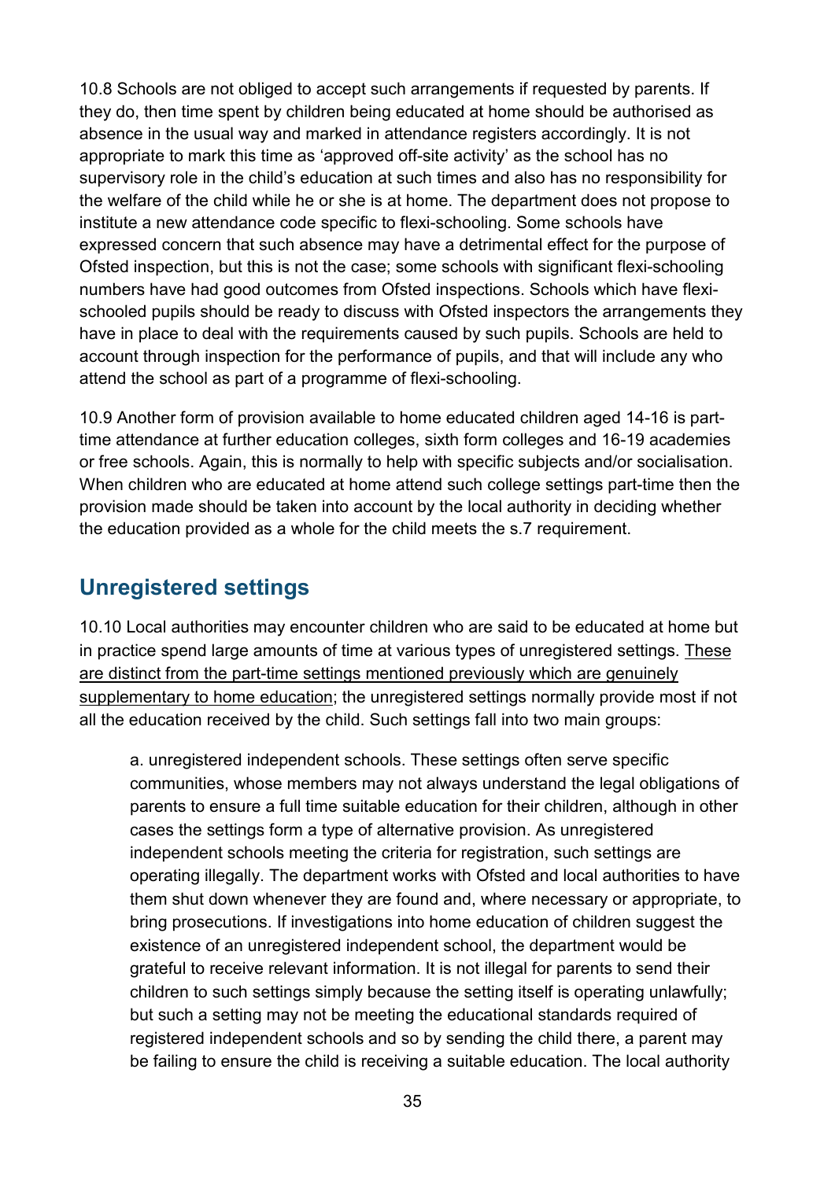10.8 Schools are not obliged to accept such arrangements if requested by parents. If they do, then time spent by children being educated at home should be authorised as absence in the usual way and marked in attendance registers accordingly. It is not appropriate to mark this time as 'approved off-site activity' as the school has no supervisory role in the child's education at such times and also has no responsibility for the welfare of the child while he or she is at home. The department does not propose to institute a new attendance code specific to flexi-schooling. Some schools have expressed concern that such absence may have a detrimental effect for the purpose of Ofsted inspection, but this is not the case; some schools with significant flexi-schooling numbers have had good outcomes from Ofsted inspections. Schools which have flexi-schooled pupils should be ready to discuss with Ofsted inspectors the arrangements they have in place to deal with the requirements caused by such pupils. Schools are held to account through inspection for the performance of pupils, and that will include any who attend the school as part of a programme of flexi-schooling.

10.9 Another form of provision available to home educated children aged 14-16 is part-time attendance at further education colleges, sixth form colleges and 16-19 academies or free schools. Again, this is normally to help with specific subjects and/or socialisation. When children who are educated at home attend such college settings part-time then the provision made should be taken into account by the local authority in deciding whether the education provided as a whole for the child meets the s.7 requirement.

## Unregistered settings

10.10 Local authorities may encounter children who are said to be educated at home but in practice spend large amounts of time at various types of unregistered settings. <u>These are distinct from the part-time settings mentioned previously which are genuinely supplementary to home education</u>; the unregistered settings normally provide most if not all the education received by the child. Such settings fall into two main groups:

a. unregistered independent schools. These settings often serve specific communities, whose members may not always understand the legal obligations of parents to ensure a full time suitable education for their children, although in other cases the settings form a type of alternative provision. As unregistered independent schools meeting the criteria for registration, such settings are operating illegally. The department works with Ofsted and local authorities to have them shut down whenever they are found and, where necessary or appropriate, to bring prosecutions. If investigations into home education of children suggest the existence of an unregistered independent school, the department would be grateful to receive relevant information. It is not illegal for parents to send their children to such settings simply because the setting itself is operating unlawfully; but such a setting may not be meeting the educational standards required of registered independent schools and so by sending the child there, a parent may be failing to ensure the child is receiving a suitable education. The local authority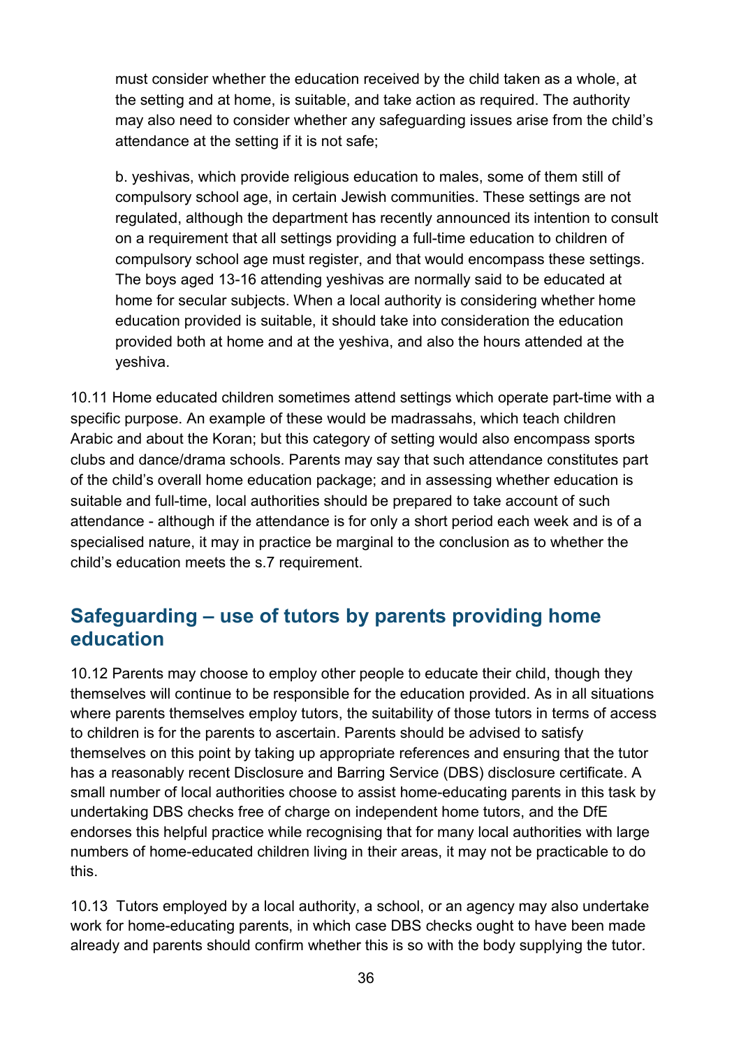must consider whether the education received by the child taken as a whole, at the setting and at home, is suitable, and take action as required. The authority may also need to consider whether any safeguarding issues arise from the child's attendance at the setting if it is not safe;

b. yeshivas, which provide religious education to males, some of them still of compulsory school age, in certain Jewish communities. These settings are not regulated, although the department has recently announced its intention to consult on a requirement that all settings providing a full-time education to children of compulsory school age must register, and that would encompass these settings. The boys aged 13-16 attending yeshivas are normally said to be educated at home for secular subjects. When a local authority is considering whether home education provided is suitable, it should take into consideration the education provided both at home and at the yeshiva, and also the hours attended at the yeshiva.

10.11 Home educated children sometimes attend settings which operate part-time with a specific purpose. An example of these would be madrassahs, which teach children Arabic and about the Koran; but this category of setting would also encompass sports clubs and dance/drama schools. Parents may say that such attendance constitutes part of the child's overall home education package; and in assessing whether education is suitable and full-time, local authorities should be prepared to take account of such attendance - although if the attendance is for only a short period each week and is of a specialised nature, it may in practice be marginal to the conclusion as to whether the child's education meets the s.7 requirement.

## Safeguarding – use of tutors by parents providing home education

10.12 Parents may choose to employ other people to educate their child, though they themselves will continue to be responsible for the education provided. As in all situations where parents themselves employ tutors, the suitability of those tutors in terms of access to children is for the parents to ascertain. Parents should be advised to satisfy themselves on this point by taking up appropriate references and ensuring that the tutor has a reasonably recent Disclosure and Barring Service (DBS) disclosure certificate. A small number of local authorities choose to assist home-educating parents in this task by undertaking DBS checks free of charge on independent home tutors, and the DfE endorses this helpful practice while recognising that for many local authorities with large numbers of home-educated children living in their areas, it may not be practicable to do this.

10.13 Tutors employed by a local authority, a school, or an agency may also undertake work for home-educating parents, in which case DBS checks ought to have been made already and parents should confirm whether this is so with the body supplying the tutor.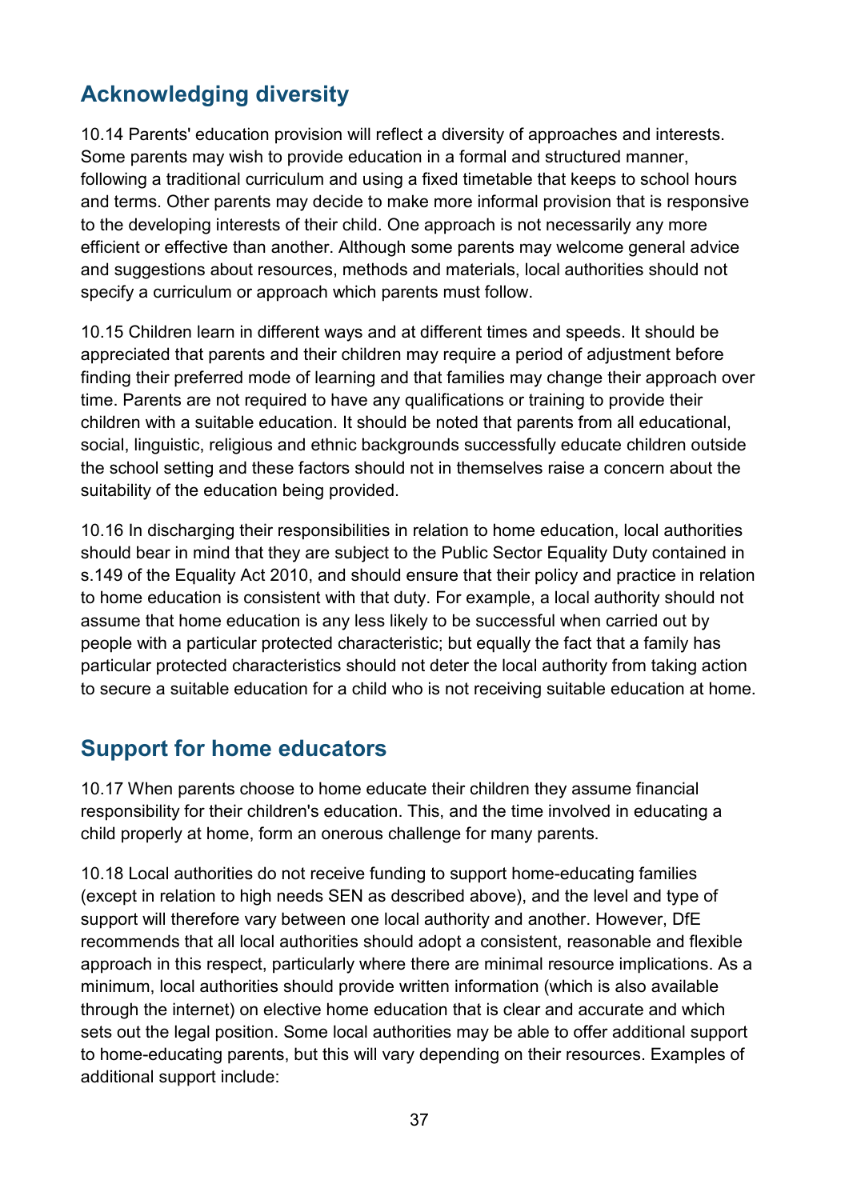## Acknowledging diversity

10.14 Parents' education provision will reflect a diversity of approaches and interests. Some parents may wish to provide education in a formal and structured manner, following a traditional curriculum and using a fixed timetable that keeps to school hours and terms. Other parents may decide to make more informal provision that is responsive to the developing interests of their child. One approach is not necessarily any more efficient or effective than another. Although some parents may welcome general advice and suggestions about resources, methods and materials, local authorities should not specify a curriculum or approach which parents must follow.

10.15 Children learn in different ways and at different times and speeds. It should be appreciated that parents and their children may require a period of adjustment before finding their preferred mode of learning and that families may change their approach over time. Parents are not required to have any qualifications or training to provide their children with a suitable education. It should be noted that parents from all educational, social, linguistic, religious and ethnic backgrounds successfully educate children outside the school setting and these factors should not in themselves raise a concern about the suitability of the education being provided.

10.16 In discharging their responsibilities in relation to home education, local authorities should bear in mind that they are subject to the Public Sector Equality Duty contained in s.149 of the Equality Act 2010, and should ensure that their policy and practice in relation to home education is consistent with that duty. For example, a local authority should not assume that home education is any less likely to be successful when carried out by people with a particular protected characteristic; but equally the fact that a family has particular protected characteristics should not deter the local authority from taking action to secure a suitable education for a child who is not receiving suitable education at home.

## Support for home educators

10.17 When parents choose to home educate their children they assume financial responsibility for their children's education. This, and the time involved in educating a child properly at home, form an onerous challenge for many parents.

10.18 Local authorities do not receive funding to support home-educating families (except in relation to high needs SEN as described above), and the level and type of support will therefore vary between one local authority and another. However, DfE recommends that all local authorities should adopt a consistent, reasonable and flexible approach in this respect, particularly where there are minimal resource implications. As a minimum, local authorities should provide written information (which is also available through the internet) on elective home education that is clear and accurate and which sets out the legal position. Some local authorities may be able to offer additional support to home-educating parents, but this will vary depending on their resources. Examples of additional support include: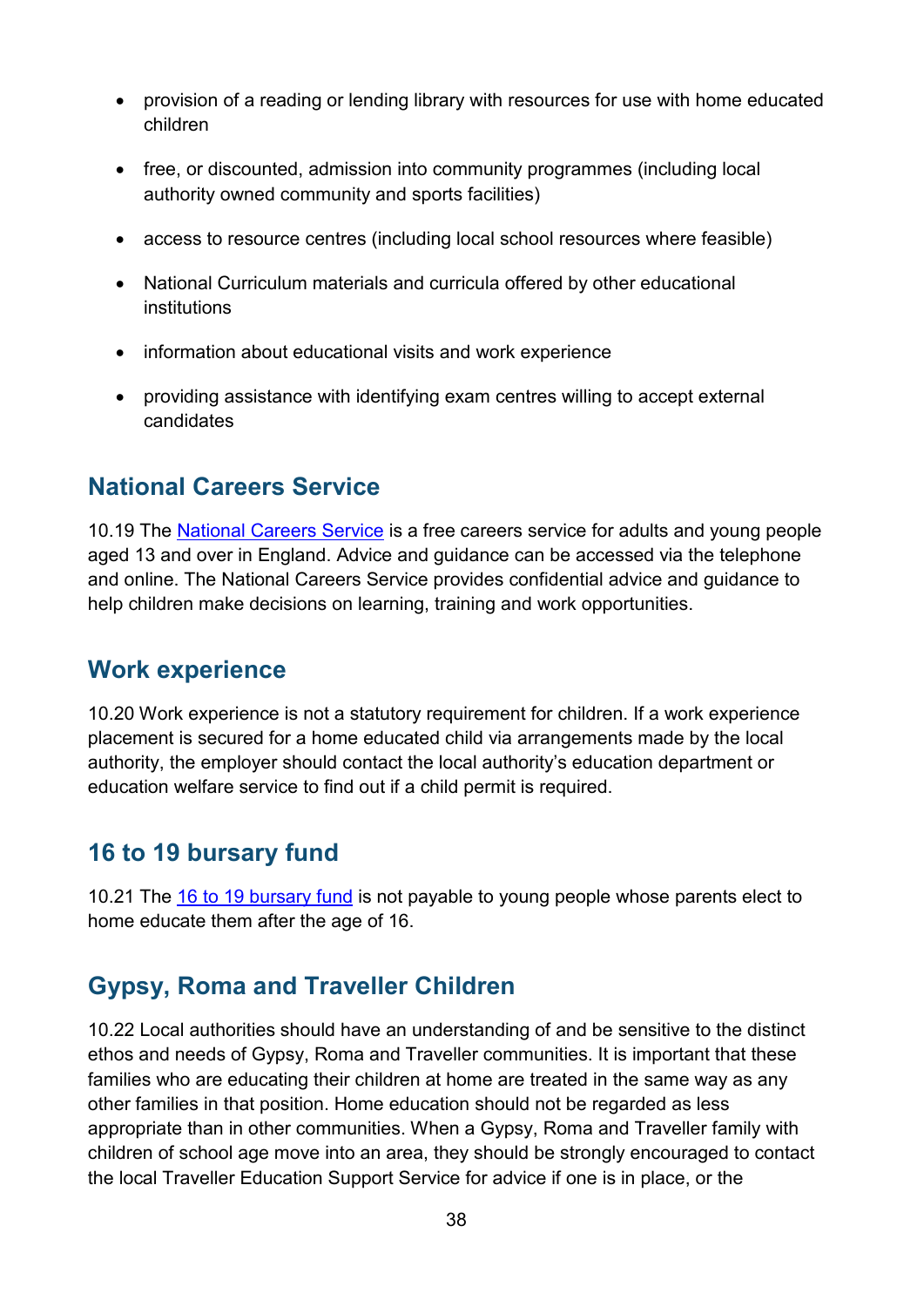- provision of a reading or lending library with resources for use with home educated children
- free, or discounted, admission into community programmes (including local authority owned community and sports facilities)
- access to resource centres (including local school resources where feasible)
- National Curriculum materials and curricula offered by other educational institutions
- information about educational visits and work experience
- providing assistance with identifying exam centres willing to accept external candidates

## National Careers Service

10.19 The National Careers Service is a free careers service for adults and young people aged 13 and over in England. Advice and guidance can be accessed via the telephone and online. The National Careers Service provides confidential advice and guidance to help children make decisions on learning, training and work opportunities.

## Work experience

10.20 Work experience is not a statutory requirement for children. If a work experience placement is secured for a home educated child via arrangements made by the local authority, the employer should contact the local authority's education department or education welfare service to find out if a child permit is required.

## 16 to 19 bursary fund

10.21 The 16 to 19 bursary fund is not payable to young people whose parents elect to home educate them after the age of 16.

## Gypsy, Roma and Traveller Children

10.22 Local authorities should have an understanding of and be sensitive to the distinct ethos and needs of Gypsy, Roma and Traveller communities. It is important that these families who are educating their children at home are treated in the same way as any other families in that position. Home education should not be regarded as less appropriate than in other communities. When a Gypsy, Roma and Traveller family with children of school age move into an area, they should be strongly encouraged to contact the local Traveller Education Support Service for advice if one is in place, or the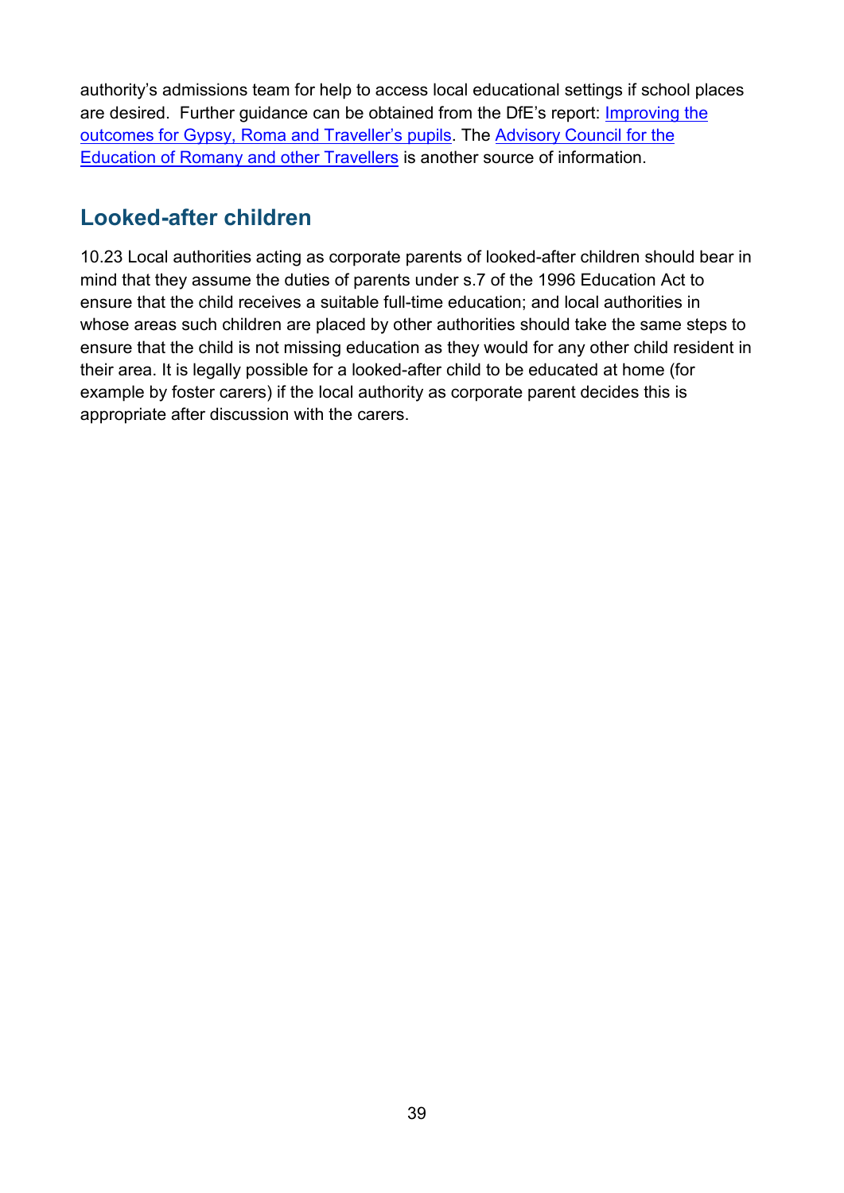authority's admissions team for help to access local educational settings if school places are desired. Further guidance can be obtained from the DfE's report: [Improving the outcomes for Gypsy, Roma and Traveller's pupils](). The [Advisory Council for the Education of Romany and other Travellers]() is another source of information.

## Looked-after children

10.23 Local authorities acting as corporate parents of looked-after children should bear in mind that they assume the duties of parents under s.7 of the 1996 Education Act to ensure that the child receives a suitable full-time education; and local authorities in whose areas such children are placed by other authorities should take the same steps to ensure that the child is not missing education as they would for any other child resident in their area. It is legally possible for a looked-after child to be educated at home (for example by foster carers) if the local authority as corporate parent decides this is appropriate after discussion with the carers.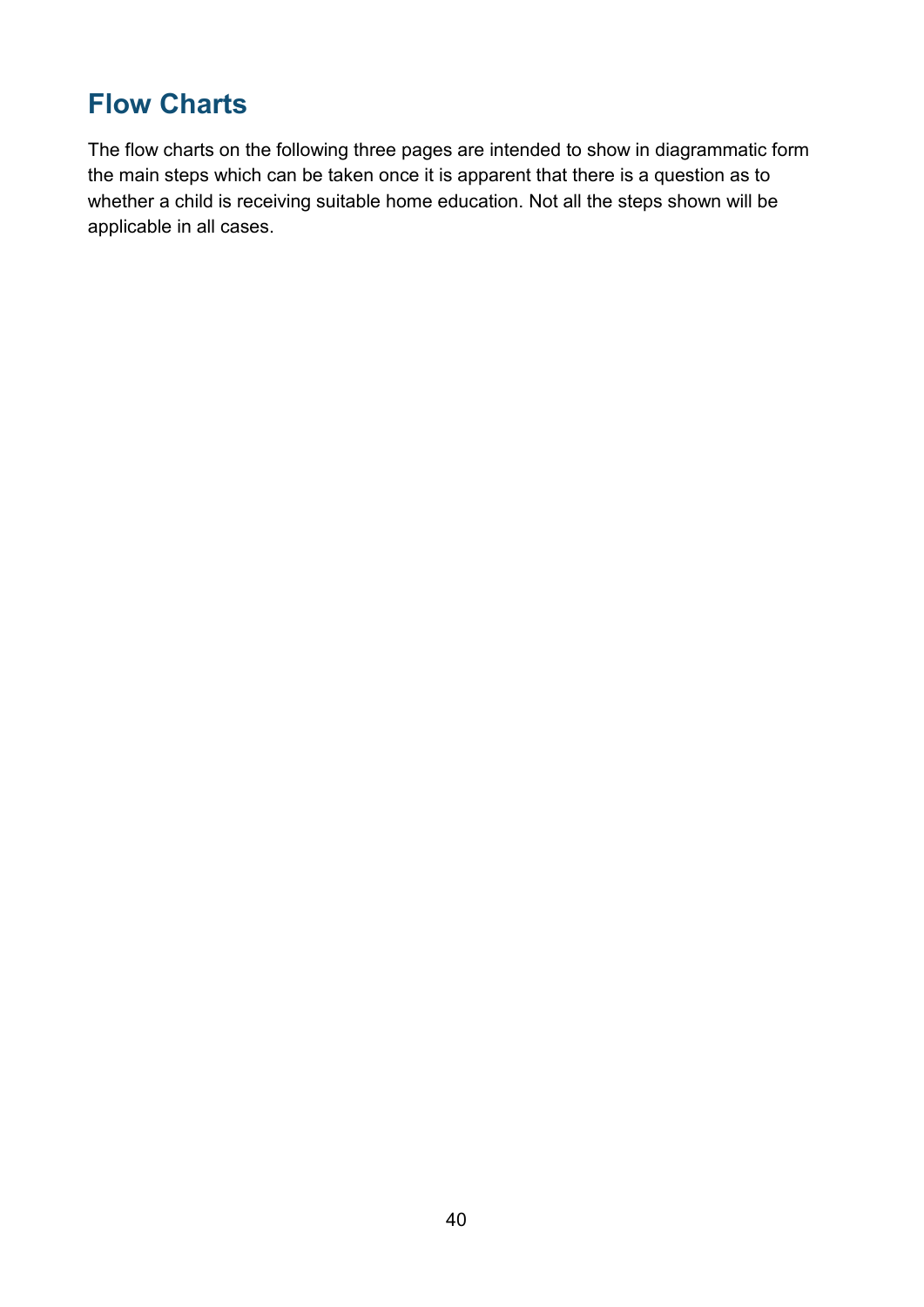## Flow Charts

The flow charts on the following three pages are intended to show in diagrammatic form the main steps which can be taken once it is apparent that there is a question as to whether a child is receiving suitable home education. Not all the steps shown will be applicable in all cases.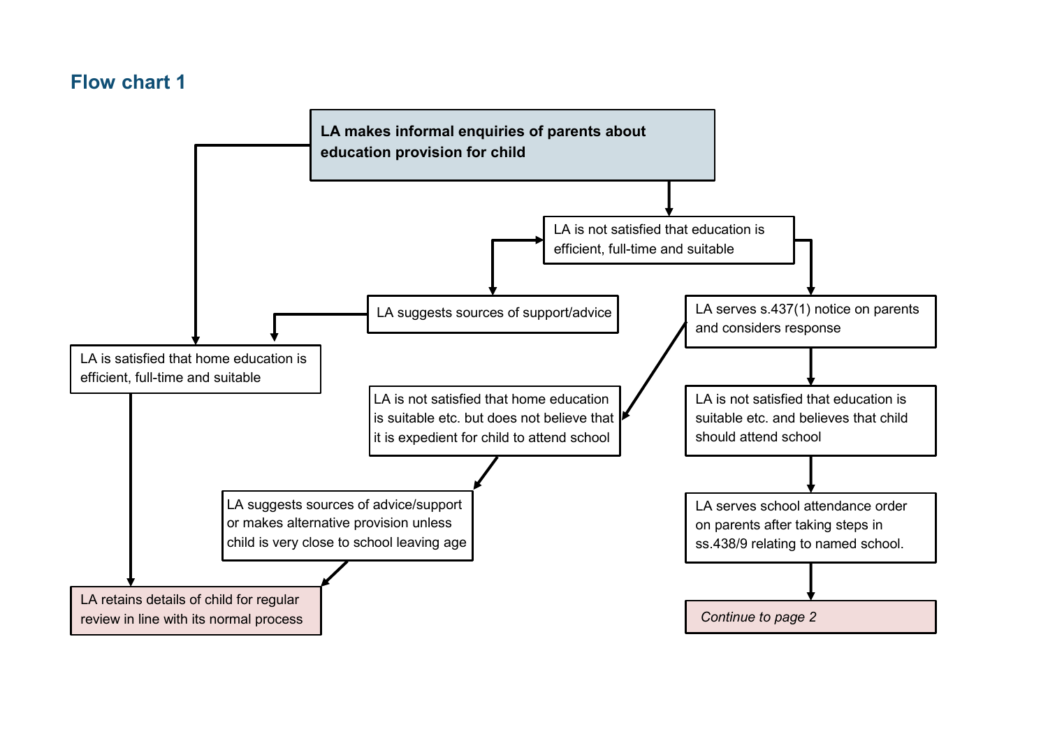## Flow chart 1

**LA makes informal enquiries of parents about education provision for child**

LA is not satisfied that education is efficient, full-time and suitable

LA suggests sources of support/advice

LA serves s.437(1) notice on parents and considers response

LA is satisfied that home education is efficient, full-time and suitable

LA is not satisfied that home education is suitable etc. but does not believe that it is expedient for child to attend school

LA is not satisfied that education is suitable etc. and believes that child should attend school

LA suggests sources of advice/support or makes alternative provision unless child is very close to school leaving age

LA serves school attendance order on parents after taking steps in ss.438/9 relating to named school.

LA retains details of child for regular review in line with its normal process

*Continue to page 2*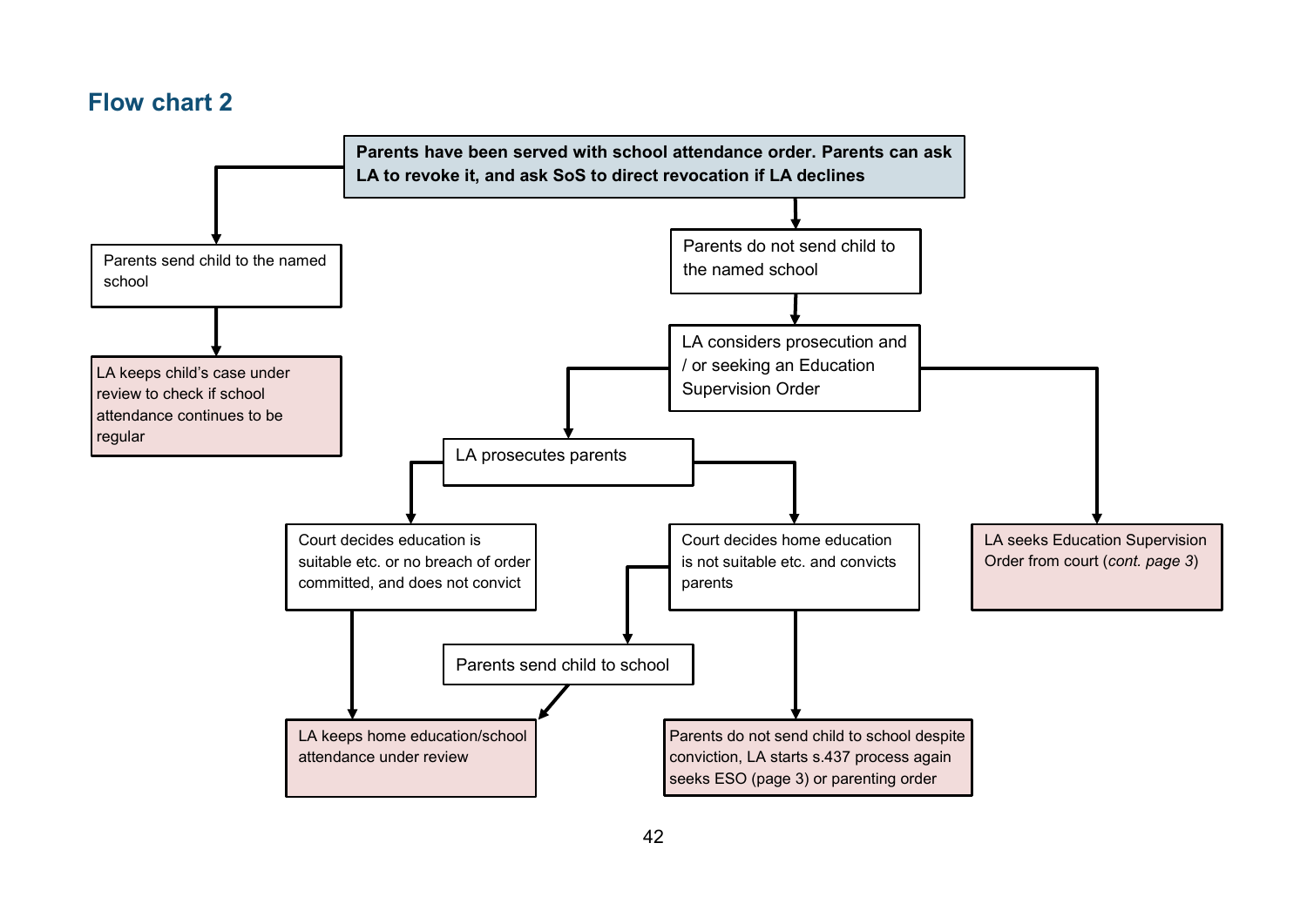## Flow chart 2

**Parents have been served with school attendance order. Parents can ask LA to revoke it, and ask SoS to direct revocation if LA declines**

- Parents send child to the named school
  - LA keeps child's case under review to check if school attendance continues to be regular
- Parents do not send child to the named school
  - LA considers prosecution and / or seeking an Education Supervision Order
    - LA prosecutes parents
      - Court decides education is suitable etc. or no breach of order committed, and does not convict
        - LA keeps home education/school attendance under review
      - Court decides home education is not suitable etc. and convicts parents
        - Parents send child to school
          - LA keeps home education/school attendance under review
        - Parents do not send child to school despite conviction, LA starts s.437 process again seeks ESO (page 3) or parenting order
    - LA seeks Education Supervision Order from court (*cont. page 3*)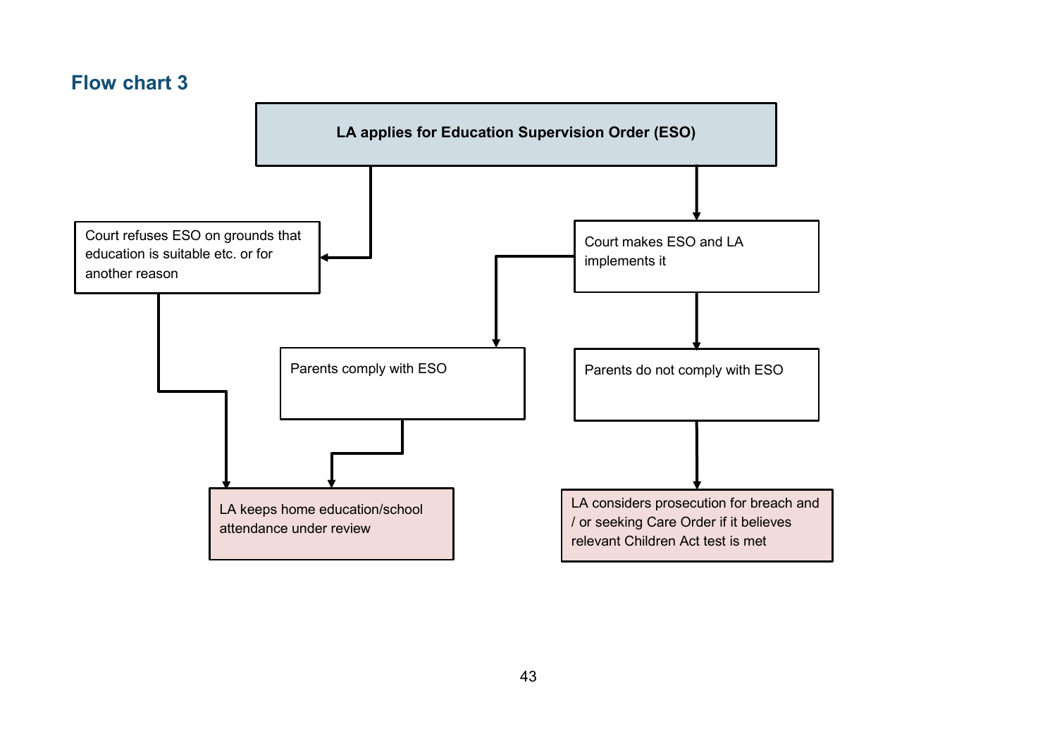## Flow chart 3

**LA applies for Education Supervision Order (ESO)**

- Court refuses ESO on grounds that education is suitable etc. or for another reason
  - LA keeps home education/school attendance under review
- Court makes ESO and LA implements it
  - Parents comply with ESO
    - LA keeps home education/school attendance under review
  - Parents do not comply with ESO
    - LA considers prosecution for breach and / or seeking Care Order if it believes relevant Children Act test is met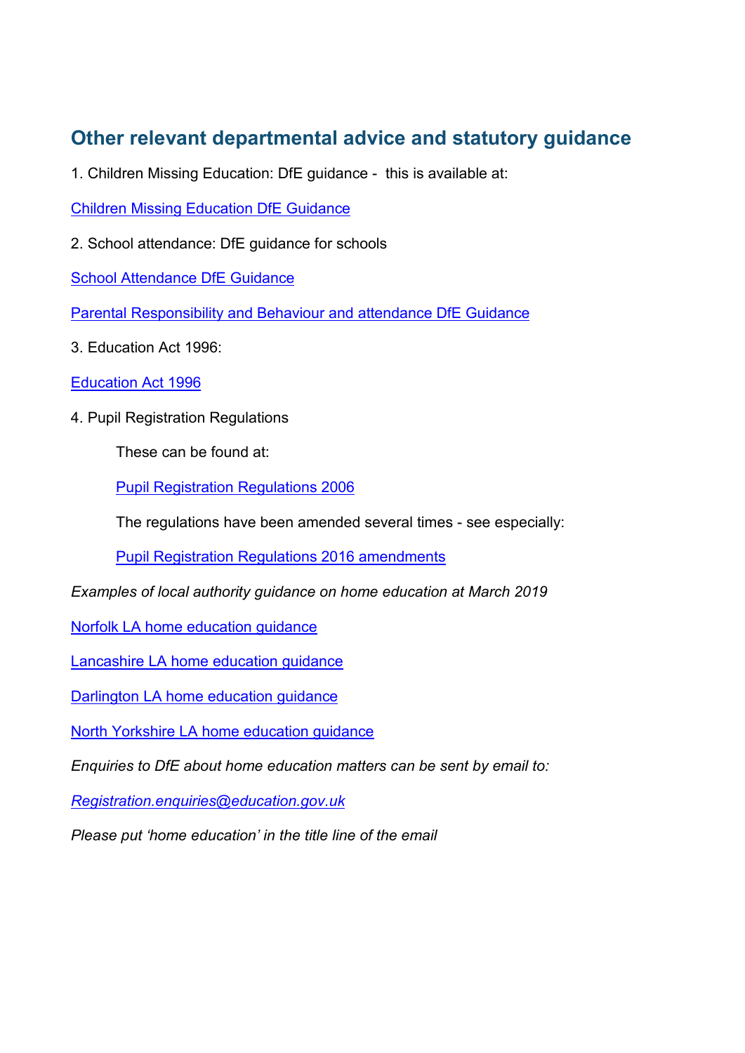## Other relevant departmental advice and statutory guidance

1. Children Missing Education: DfE guidance - this is available at:

Children Missing Education DfE Guidance

2. School attendance: DfE guidance for schools

School Attendance DfE Guidance

Parental Responsibility and Behaviour and attendance DfE Guidance

3. Education Act 1996:

Education Act 1996

4. Pupil Registration Regulations

   These can be found at:

   Pupil Registration Regulations 2006

   The regulations have been amended several times - see especially:

   Pupil Registration Regulations 2016 amendments

*Examples of local authority guidance on home education at March 2019*

Norfolk LA home education guidance

Lancashire LA home education guidance

Darlington LA home education guidance

North Yorkshire LA home education guidance

*Enquiries to DfE about home education matters can be sent by email to:*

*Registration.enquiries@education.gov.uk*

*Please put 'home education' in the title line of the email*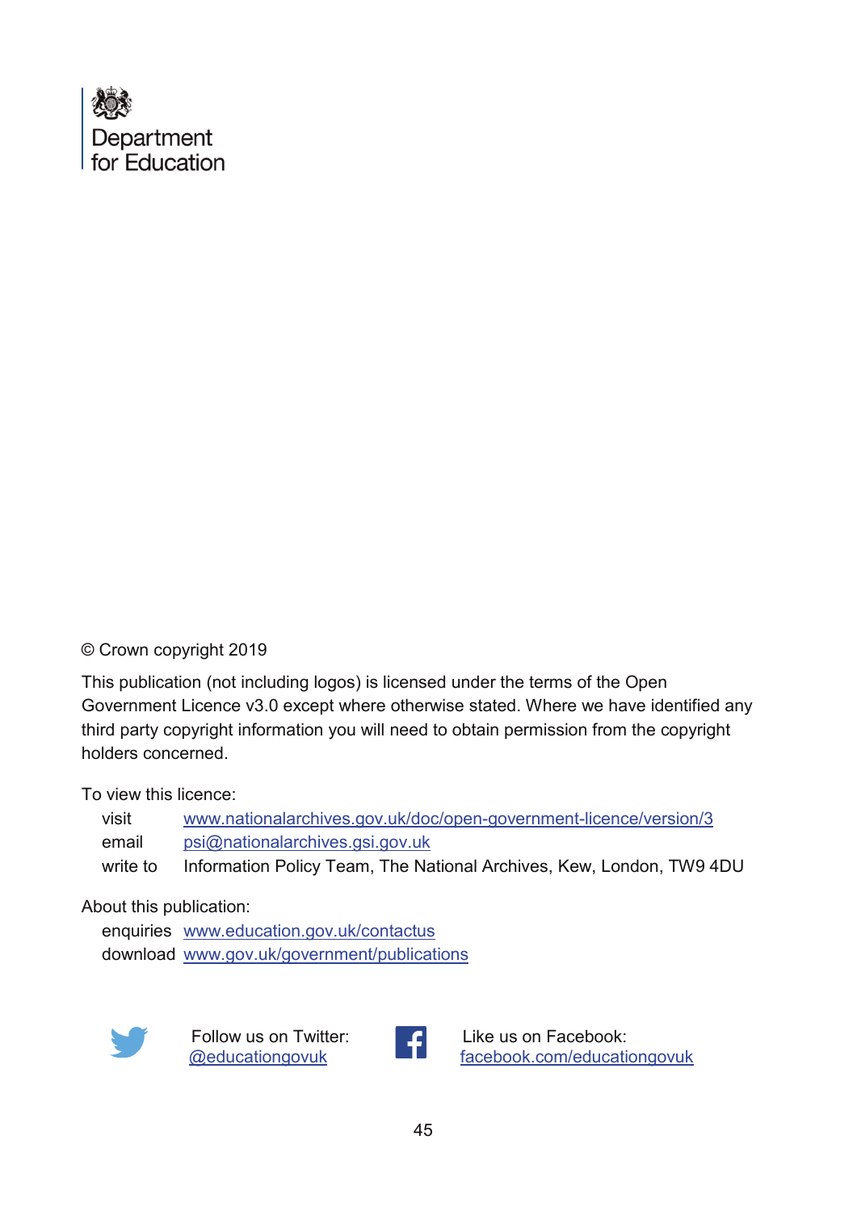Department for Education

© Crown copyright 2019

This publication (not including logos) is licensed under the terms of the Open Government Licence v3.0 except where otherwise stated. Where we have identified any third party copyright information you will need to obtain permission from the copyright holders concerned.

To view this licence:

visit www.nationalarchives.gov.uk/doc/open-government-licence/version/3
email psi@nationalarchives.gsi.gov.uk
write to Information Policy Team, The National Archives, Kew, London, TW9 4DU

About this publication:

enquiries www.education.gov.uk/contactus
download www.gov.uk/government/publications

Follow us on Twitter: @educationgovuk

Like us on Facebook: facebook.com/educationgovuk